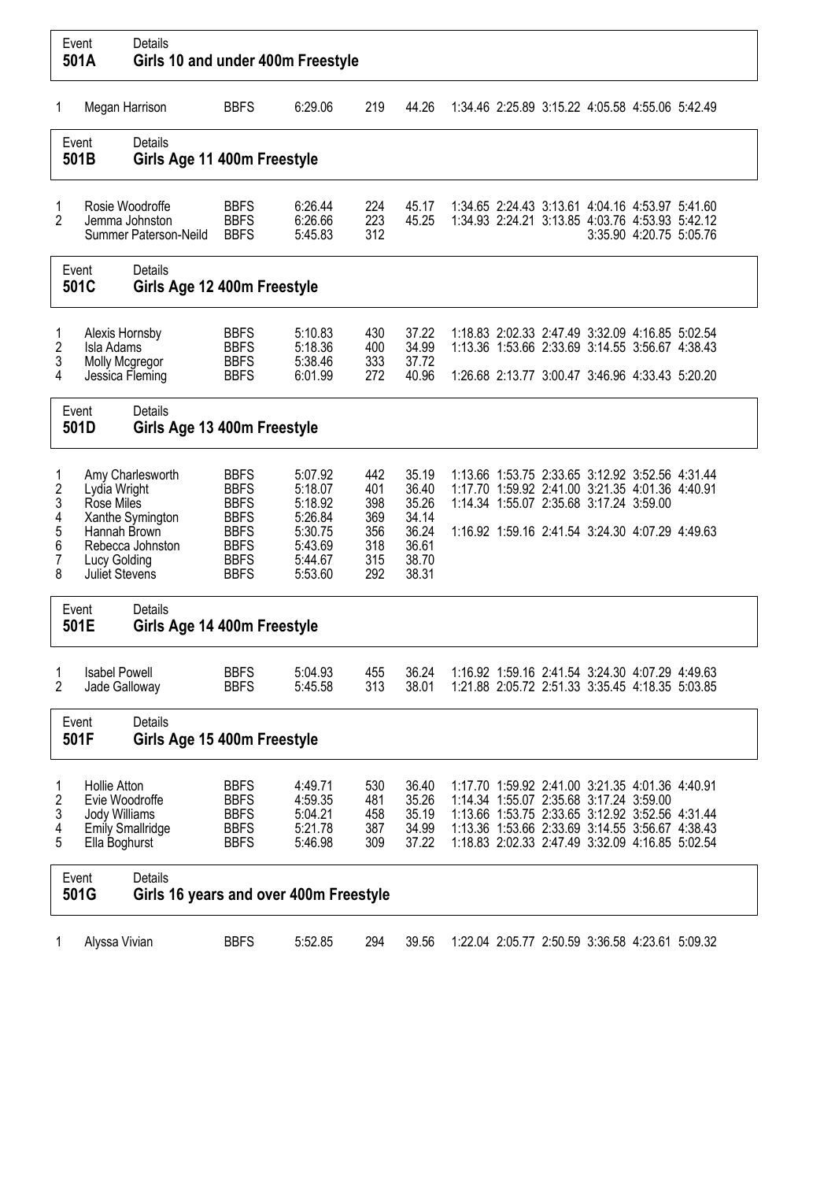## Event 501A — Girls 10 and under 400m Freestyle

| Place | Name | Club | Time | Points | 50m | 100m | 150m | 200m | 250m | 300m | 350m |
|---|---|---|---|---|---|---|---|---|---|---|---|
| 1 | Megan Harrison | BBFS | 6:29.06 | 219 | 44.26 | 1:34.46 | 2:25.89 | 3:15.22 | 4:05.58 | 4:55.06 | 5:42.49 |

## Event 501B — Girls Age 11 400m Freestyle

| Place | Name | Club | Time | Points | 50m | 100m | 150m | 200m | 250m | 300m | 350m |
|---|---|---|---|---|---|---|---|---|---|---|---|
| 1 | Rosie Woodroffe | BBFS | 6:26.44 | 224 | 45.17 | 1:34.65 | 2:24.43 | 3:13.61 | 4:04.16 | 4:53.97 | 5:41.60 |
| 2 | Jemma Johnston | BBFS | 6:26.66 | 223 | 45.25 | 1:34.93 | 2:24.21 | 3:13.85 | 4:03.76 | 4:53.93 | 5:42.12 |
| | Summer Paterson-Neild | BBFS | 5:45.83 | 312 | | | | | 3:35.90 | 4:20.75 | 5:05.76 |

## Event 501C — Girls Age 12 400m Freestyle

| Place | Name | Club | Time | Points | 50m | 100m | 150m | 200m | 250m | 300m | 350m |
|---|---|---|---|---|---|---|---|---|---|---|---|
| 1 | Alexis Hornsby | BBFS | 5:10.83 | 430 | 37.22 | 1:18.83 | 2:02.33 | 2:47.49 | 3:32.09 | 4:16.85 | 5:02.54 |
| 2 | Isla Adams | BBFS | 5:18.36 | 400 | 34.99 | 1:13.36 | 1:53.66 | 2:33.69 | 3:14.55 | 3:56.67 | 4:38.43 |
| 3 | Molly Mcgregor | BBFS | 5:38.46 | 333 | 37.72 | | | | | | |
| 4 | Jessica Fleming | BBFS | 6:01.99 | 272 | 40.96 | 1:26.68 | 2:13.77 | 3:00.47 | 3:46.96 | 4:33.43 | 5:20.20 |

## Event 501D — Girls Age 13 400m Freestyle

| Place | Name | Club | Time | Points | 50m | 100m | 150m | 200m | 250m | 300m | 350m |
|---|---|---|---|---|---|---|---|---|---|---|---|
| 1 | Amy Charlesworth | BBFS | 5:07.92 | 442 | 35.19 | 1:13.66 | 1:53.75 | 2:33.65 | 3:12.92 | 3:52.56 | 4:31.44 |
| 2 | Lydia Wright | BBFS | 5:18.07 | 401 | 36.40 | 1:17.70 | 1:59.92 | 2:41.00 | 3:21.35 | 4:01.36 | 4:40.91 |
| 3 | Rose Miles | BBFS | 5:18.92 | 398 | 35.26 | 1:14.34 | 1:55.07 | 2:35.68 | 3:17.24 | 3:59.00 | |
| 4 | Xanthe Symington | BBFS | 5:26.84 | 369 | 34.14 | | | | | | |
| 5 | Hannah Brown | BBFS | 5:30.75 | 356 | 36.24 | 1:16.92 | 1:59.16 | 2:41.54 | 3:24.30 | 4:07.29 | 4:49.63 |
| 6 | Rebecca Johnston | BBFS | 5:43.69 | 318 | 36.61 | | | | | | |
| 7 | Lucy Golding | BBFS | 5:44.67 | 315 | 38.70 | | | | | | |
| 8 | Juliet Stevens | BBFS | 5:53.60 | 292 | 38.31 | | | | | | |

## Event 501E — Girls Age 14 400m Freestyle

| Place | Name | Club | Time | Points | 50m | 100m | 150m | 200m | 250m | 300m | 350m |
|---|---|---|---|---|---|---|---|---|---|---|---|
| 1 | Isabel Powell | BBFS | 5:04.93 | 455 | 36.24 | 1:16.92 | 1:59.16 | 2:41.54 | 3:24.30 | 4:07.29 | 4:49.63 |
| 2 | Jade Galloway | BBFS | 5:45.58 | 313 | 38.01 | 1:21.88 | 2:05.72 | 2:51.33 | 3:35.45 | 4:18.35 | 5:03.85 |

## Event 501F — Girls Age 15 400m Freestyle

| Place | Name | Club | Time | Points | 50m | 100m | 150m | 200m | 250m | 300m | 350m |
|---|---|---|---|---|---|---|---|---|---|---|---|
| 1 | Hollie Atton | BBFS | 4:49.71 | 530 | 36.40 | 1:17.70 | 1:59.92 | 2:41.00 | 3:21.35 | 4:01.36 | 4:40.91 |
| 2 | Evie Woodroffe | BBFS | 4:59.35 | 481 | 35.26 | 1:14.34 | 1:55.07 | 2:35.68 | 3:17.24 | 3:59.00 | |
| 3 | Jody Williams | BBFS | 5:04.21 | 458 | 35.19 | 1:13.66 | 1:53.65 | 2:33.65 | 3:12.92 | 3:52.56 | 4:31.44 |
| 4 | Emily Smallridge | BBFS | 5:21.78 | 387 | 34.99 | 1:13.36 | 1:53.66 | 2:33.69 | 3:14.55 | 3:56.67 | 4:38.43 |
| 5 | Ella Boghurst | BBFS | 5:46.98 | 309 | 37.22 | 1:18.83 | 2:02.33 | 2:47.49 | 3:32.09 | 4:16.85 | 5:02.54 |

## Event 501G — Girls 16 years and over 400m Freestyle

| Place | Name | Club | Time | Points | 50m | 100m | 150m | 200m | 250m | 300m | 350m |
|---|---|---|---|---|---|---|---|---|---|---|---|
| 1 | Alyssa Vivian | BBFS | 5:52.85 | 294 | 39.56 | 1:22.04 | 2:05.77 | 2:50.59 | 3:36.58 | 4:23.61 | 5:09.32 |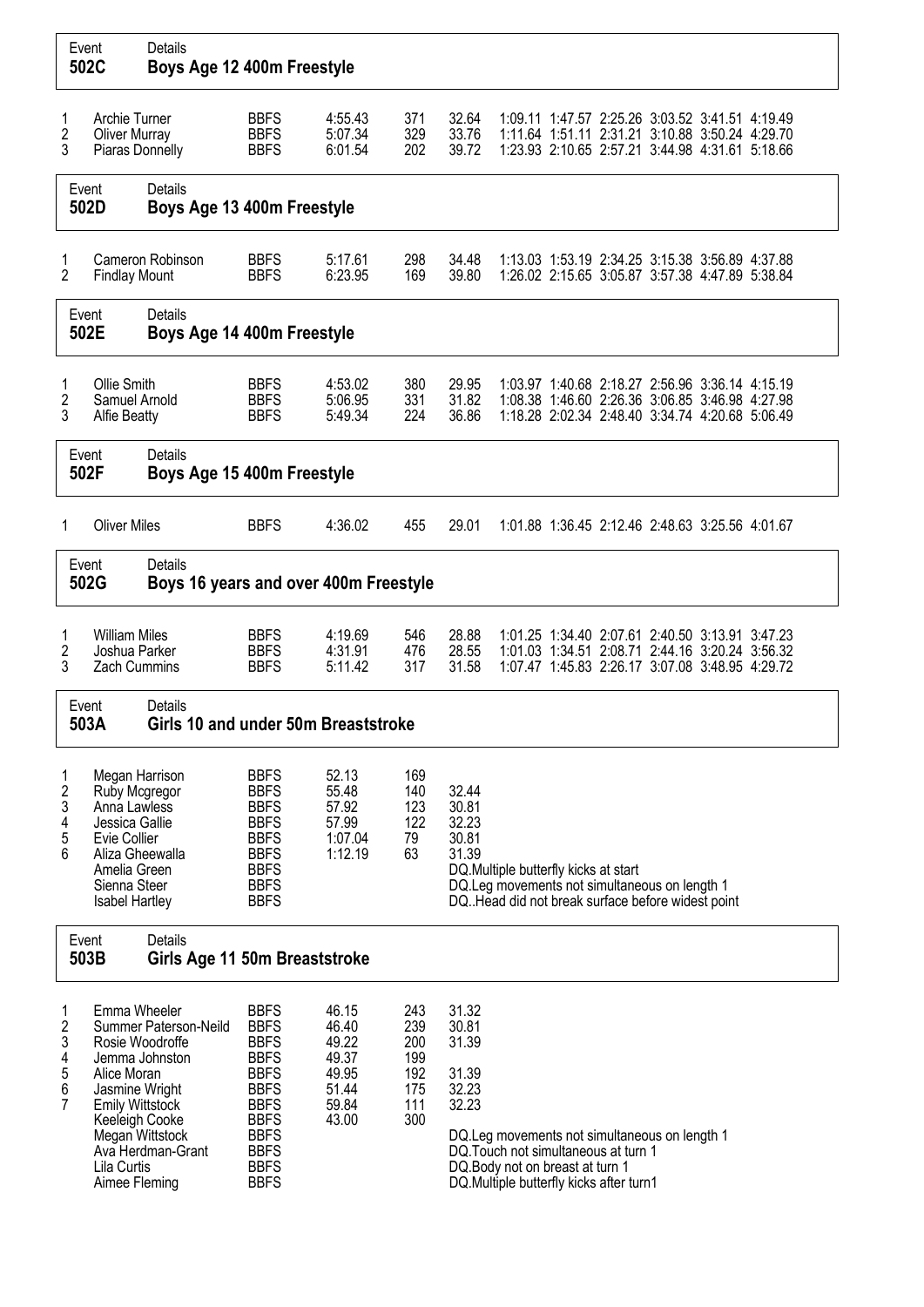## Event 502C — Boys Age 12 400m Freestyle

| Place | Name | Club | Time | Points | 50m | 100m | 150m | 200m | 250m | 300m | 350m |
|---|---|---|---|---|---|---|---|---|---|---|---|
| 1 | Archie Turner | BBFS | 4:55.43 | 371 | 32.64 | 1:09.11 | 1:47.57 | 2:25.26 | 3:03.52 | 3:41.51 | 4:19.49 |
| 2 | Oliver Murray | BBFS | 5:07.34 | 329 | 33.76 | 1:11.64 | 1:51.11 | 2:31.21 | 3:10.88 | 3:50.24 | 4:29.70 |
| 3 | Piaras Donnelly | BBFS | 6:01.54 | 202 | 39.72 | 1:23.93 | 2:10.65 | 2:57.21 | 3:44.98 | 4:31.61 | 5:18.66 |

## Event 502D — Boys Age 13 400m Freestyle

| Place | Name | Club | Time | Points | 50m | 100m | 150m | 200m | 250m | 300m | 350m |
|---|---|---|---|---|---|---|---|---|---|---|---|
| 1 | Cameron Robinson | BBFS | 5:17.61 | 298 | 34.48 | 1:13.03 | 1:53.19 | 2:34.25 | 3:15.38 | 3:56.89 | 4:37.88 |
| 2 | Findlay Mount | BBFS | 6:23.95 | 169 | 39.80 | 1:26.02 | 2:15.65 | 3:05.87 | 3:57.38 | 4:47.89 | 5:38.84 |

## Event 502E — Boys Age 14 400m Freestyle

| Place | Name | Club | Time | Points | 50m | 100m | 150m | 200m | 250m | 300m | 350m |
|---|---|---|---|---|---|---|---|---|---|---|---|
| 1 | Ollie Smith | BBFS | 4:53.02 | 380 | 29.95 | 1:03.97 | 1:40.68 | 2:18.27 | 2:56.96 | 3:36.14 | 4:15.19 |
| 2 | Samuel Arnold | BBFS | 5:06.95 | 331 | 31.82 | 1:08.38 | 1:46.60 | 2:26.36 | 3:06.85 | 3:46.98 | 4:27.98 |
| 3 | Alfie Beatty | BBFS | 5:49.34 | 224 | 36.86 | 1:18.28 | 2:02.34 | 2:48.40 | 3:34.74 | 4:20.68 | 5:06.49 |

## Event 502F — Boys Age 15 400m Freestyle

| Place | Name | Club | Time | Points | 50m | 100m | 150m | 200m | 250m | 300m | 350m |
|---|---|---|---|---|---|---|---|---|---|---|---|
| 1 | Oliver Miles | BBFS | 4:36.02 | 455 | 29.01 | 1:01.88 | 1:36.45 | 2:12.46 | 2:48.63 | 3:25.56 | 4:01.67 |

## Event 502G — Boys 16 years and over 400m Freestyle

| Place | Name | Club | Time | Points | 50m | 100m | 150m | 200m | 250m | 300m | 350m |
|---|---|---|---|---|---|---|---|---|---|---|---|
| 1 | William Miles | BBFS | 4:19.69 | 546 | 28.88 | 1:01.25 | 1:34.40 | 2:07.61 | 2:40.50 | 3:13.91 | 3:47.23 |
| 2 | Joshua Parker | BBFS | 4:31.91 | 476 | 28.55 | 1:01.03 | 1:34.51 | 2:08.71 | 2:44.16 | 3:20.24 | 3:56.32 |
| 3 | Zach Cummins | BBFS | 5:11.42 | 317 | 31.58 | 1:07.47 | 1:45.83 | 2:26.17 | 3:07.08 | 3:48.95 | 4:29.72 |

## Event 503A — Girls 10 and under 50m Breaststroke

| Place | Name | Club | Time | Points | Split / Notes |
|---|---|---|---|---|---|
| 1 | Megan Harrison | BBFS | 52.13 | 169 | |
| 2 | Ruby Mcgregor | BBFS | 55.48 | 140 | 32.44 |
| 3 | Anna Lawless | BBFS | 57.92 | 123 | 30.81 |
| 4 | Jessica Gallie | BBFS | 57.99 | 122 | 32.23 |
| 5 | Evie Collier | BBFS | 1:07.04 | 79 | 30.81 |
| 6 | Aliza Gheewalla | BBFS | 1:12.19 | 63 | 31.39 |
| | Amelia Green | BBFS | | | DQ.Multiple butterfly kicks at start |
| | Sienna Steer | BBFS | | | DQ.Leg movements not simultaneous on length 1 |
| | Isabel Hartley | BBFS | | | DQ..Head did not break surface before widest point |

## Event 503B — Girls Age 11 50m Breaststroke

| Place | Name | Club | Time | Points | Split / Notes |
|---|---|---|---|---|---|
| 1 | Emma Wheeler | BBFS | 46.15 | 243 | 31.32 |
| 2 | Summer Paterson-Neild | BBFS | 46.40 | 239 | 30.81 |
| 3 | Rosie Woodroffe | BBFS | 49.22 | 200 | 31.39 |
| 4 | Jemma Johnston | BBFS | 49.37 | 199 | |
| 5 | Alice Moran | BBFS | 49.95 | 192 | 31.39 |
| 6 | Jasmine Wright | BBFS | 51.44 | 175 | 32.23 |
| 7 | Emily Wittstock | BBFS | 59.84 | 111 | 32.23 |
| | Keeleigh Cooke | BBFS | 43.00 | 300 | |
| | Megan Wittstock | BBFS | | | DQ.Leg movements not simultaneous on length 1 |
| | Ava Herdman-Grant | BBFS | | | DQ.Touch not simultaneous at turn 1 |
| | Lila Curtis | BBFS | | | DQ.Body not on breast at turn 1 |
| | Aimee Fleming | BBFS | | | DQ.Multiple butterfly kicks after turn1 |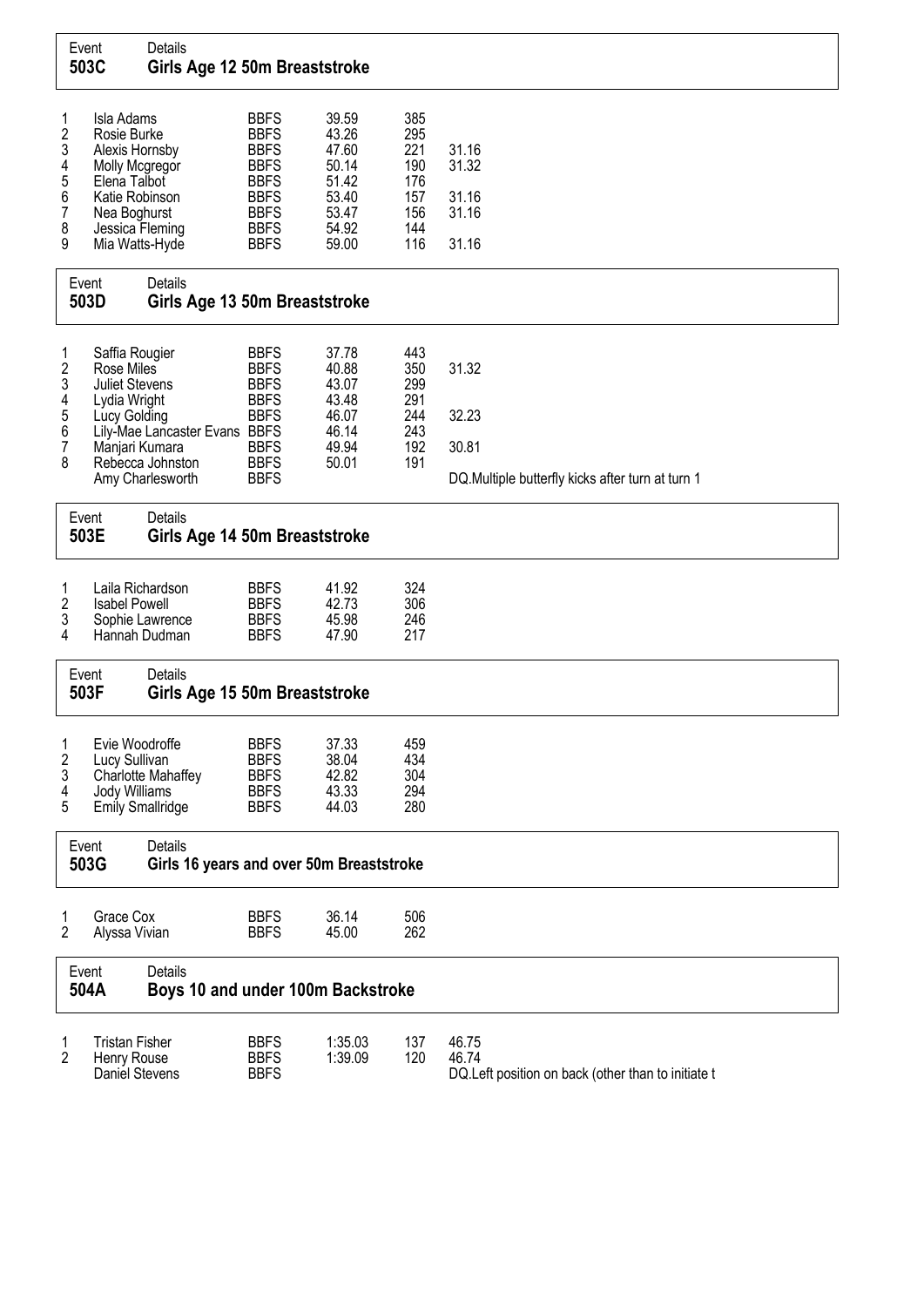## Event 503C — Girls Age 12 50m Breaststroke

| Place | Name | Club | Time | Points | Split |
|---|---|---|---|---|---|
| 1 | Isla Adams | BBFS | 39.59 | 385 | |
| 2 | Rosie Burke | BBFS | 43.26 | 295 | |
| 3 | Alexis Hornsby | BBFS | 47.60 | 221 | 31.16 |
| 4 | Molly Mcgregor | BBFS | 50.14 | 190 | 31.32 |
| 5 | Elena Talbot | BBFS | 51.42 | 176 | |
| 6 | Katie Robinson | BBFS | 53.40 | 157 | 31.16 |
| 7 | Nea Boghurst | BBFS | 53.47 | 156 | 31.16 |
| 8 | Jessica Fleming | BBFS | 54.92 | 144 | |
| 9 | Mia Watts-Hyde | BBFS | 59.00 | 116 | 31.16 |

## Event 503D — Girls Age 13 50m Breaststroke

| Place | Name | Club | Time | Points | Split |
|---|---|---|---|---|---|
| 1 | Saffia Rougier | BBFS | 37.78 | 443 | |
| 2 | Rose Miles | BBFS | 40.88 | 350 | 31.32 |
| 3 | Juliet Stevens | BBFS | 43.07 | 299 | |
| 4 | Lydia Wright | BBFS | 43.48 | 291 | |
| 5 | Lucy Golding | BBFS | 46.07 | 244 | 32.23 |
| 6 | Lily-Mae Lancaster Evans | BBFS | 46.14 | 243 | |
| 7 | Manjari Kumara | BBFS | 49.94 | 192 | 30.81 |
| 8 | Rebecca Johnston | BBFS | 50.01 | 191 | |
| | Amy Charlesworth | BBFS | | | DQ.Multiple butterfly kicks after turn at turn 1 |

## Event 503E — Girls Age 14 50m Breaststroke

| Place | Name | Club | Time | Points |
|---|---|---|---|---|
| 1 | Laila Richardson | BBFS | 41.92 | 324 |
| 2 | Isabel Powell | BBFS | 42.73 | 306 |
| 3 | Sophie Lawrence | BBFS | 45.98 | 246 |
| 4 | Hannah Dudman | BBFS | 47.90 | 217 |

## Event 503F — Girls Age 15 50m Breaststroke

| Place | Name | Club | Time | Points |
|---|---|---|---|---|
| 1 | Evie Woodroffe | BBFS | 37.33 | 459 |
| 2 | Lucy Sullivan | BBFS | 38.04 | 434 |
| 3 | Charlotte Mahaffey | BBFS | 42.82 | 304 |
| 4 | Jody Williams | BBFS | 43.33 | 294 |
| 5 | Emily Smallridge | BBFS | 44.03 | 280 |

## Event 503G — Girls 16 years and over 50m Breaststroke

| Place | Name | Club | Time | Points |
|---|---|---|---|---|
| 1 | Grace Cox | BBFS | 36.14 | 506 |
| 2 | Alyssa Vivian | BBFS | 45.00 | 262 |

## Event 504A — Boys 10 and under 100m Backstroke

| Place | Name | Club | Time | Points | Split |
|---|---|---|---|---|---|
| 1 | Tristan Fisher | BBFS | 1:35.03 | 137 | 46.75 |
| 2 | Henry Rouse | BBFS | 1:39.09 | 120 | 46.74 |
| | Daniel Stevens | BBFS | | | DQ.Left position on back (other than to initiate t |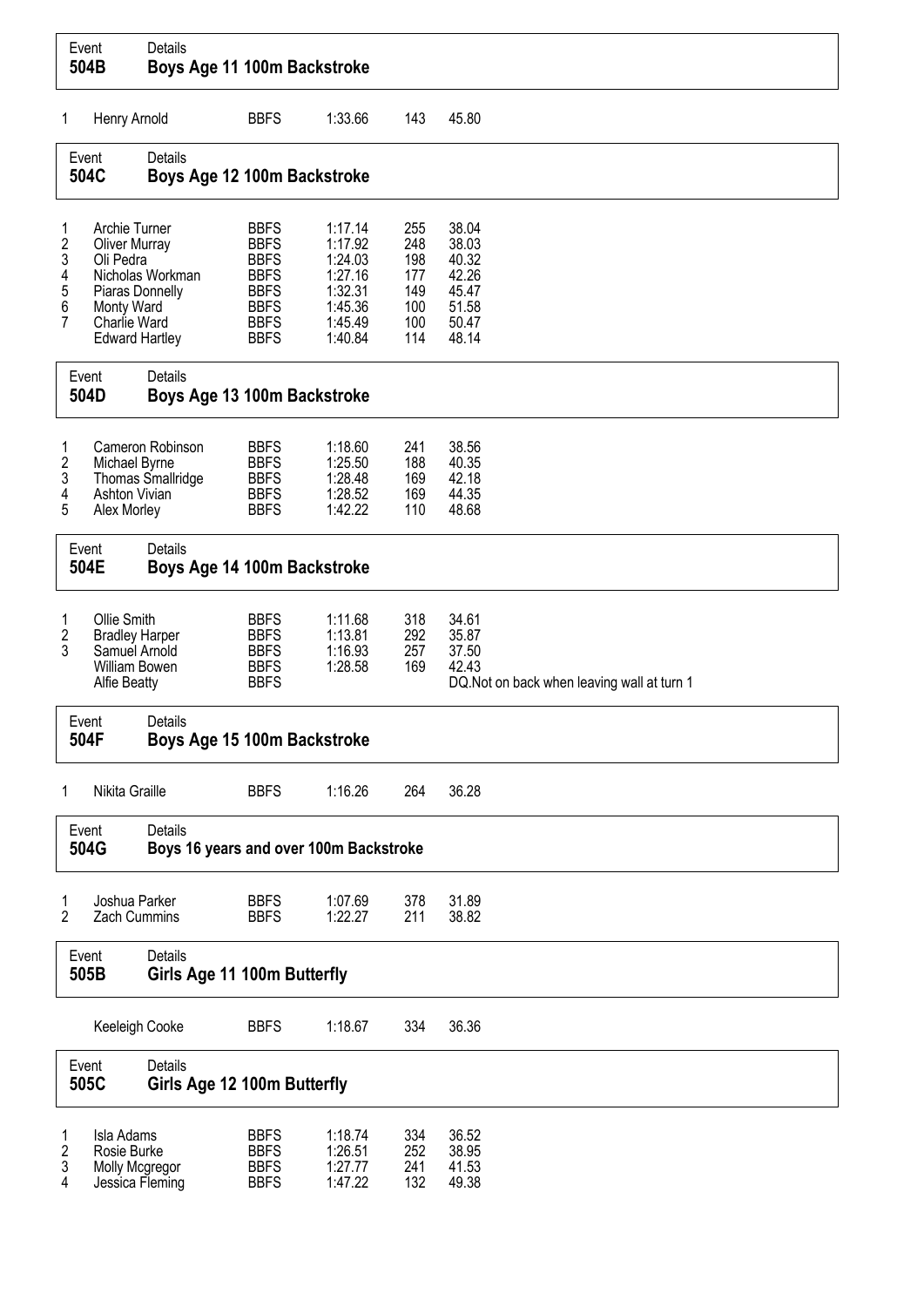## Event 504B — Boys Age 11 100m Backstroke

| Place | Name | Club | Time | Points | Split |
|---|---|---|---|---|---|
| 1 | Henry Arnold | BBFS | 1:33.66 | 143 | 45.80 |

## Event 504C — Boys Age 12 100m Backstroke

| Place | Name | Club | Time | Points | Split |
|---|---|---|---|---|---|
| 1 | Archie Turner | BBFS | 1:17.14 | 255 | 38.04 |
| 2 | Oliver Murray | BBFS | 1:17.92 | 248 | 38.03 |
| 3 | Oli Pedra | BBFS | 1:24.03 | 198 | 40.32 |
| 4 | Nicholas Workman | BBFS | 1:27.16 | 177 | 42.26 |
| 5 | Piaras Donnelly | BBFS | 1:32.31 | 149 | 45.47 |
| 6 | Monty Ward | BBFS | 1:45.36 | 100 | 51.58 |
| 7 | Charlie Ward | BBFS | 1:45.49 | 100 | 50.47 |
| | Edward Hartley | BBFS | 1:40.84 | 114 | 48.14 |

## Event 504D — Boys Age 13 100m Backstroke

| Place | Name | Club | Time | Points | Split |
|---|---|---|---|---|---|
| 1 | Cameron Robinson | BBFS | 1:18.60 | 241 | 38.56 |
| 2 | Michael Byrne | BBFS | 1:25.50 | 188 | 40.35 |
| 3 | Thomas Smallridge | BBFS | 1:28.48 | 169 | 42.18 |
| 4 | Ashton Vivian | BBFS | 1:28.52 | 169 | 44.35 |
| 5 | Alex Morley | BBFS | 1:42.22 | 110 | 48.68 |

## Event 504E — Boys Age 14 100m Backstroke

| Place | Name | Club | Time | Points | Split |
|---|---|---|---|---|---|
| 1 | Ollie Smith | BBFS | 1:11.68 | 318 | 34.61 |
| 2 | Bradley Harper | BBFS | 1:13.81 | 292 | 35.87 |
| 3 | Samuel Arnold | BBFS | 1:16.93 | 257 | 37.50 |
| | William Bowen | BBFS | 1:28.58 | 169 | 42.43 |
| | Alfie Beatty | BBFS | | | DQ.Not on back when leaving wall at turn 1 |

## Event 504F — Boys Age 15 100m Backstroke

| Place | Name | Club | Time | Points | Split |
|---|---|---|---|---|---|
| 1 | Nikita Graille | BBFS | 1:16.26 | 264 | 36.28 |

## Event 504G — Boys 16 years and over 100m Backstroke

| Place | Name | Club | Time | Points | Split |
|---|---|---|---|---|---|
| 1 | Joshua Parker | BBFS | 1:07.69 | 378 | 31.89 |
| 2 | Zach Cummins | BBFS | 1:22.27 | 211 | 38.82 |

## Event 505B — Girls Age 11 100m Butterfly

| Place | Name | Club | Time | Points | Split |
|---|---|---|---|---|---|
| | Keeleigh Cooke | BBFS | 1:18.67 | 334 | 36.36 |

## Event 505C — Girls Age 12 100m Butterfly

| Place | Name | Club | Time | Points | Split |
|---|---|---|---|---|---|
| 1 | Isla Adams | BBFS | 1:18.74 | 334 | 36.52 |
| 2 | Rosie Burke | BBFS | 1:26.51 | 252 | 38.95 |
| 3 | Molly Mcgregor | BBFS | 1:27.77 | 241 | 41.53 |
| 4 | Jessica Fleming | BBFS | 1:47.22 | 132 | 49.38 |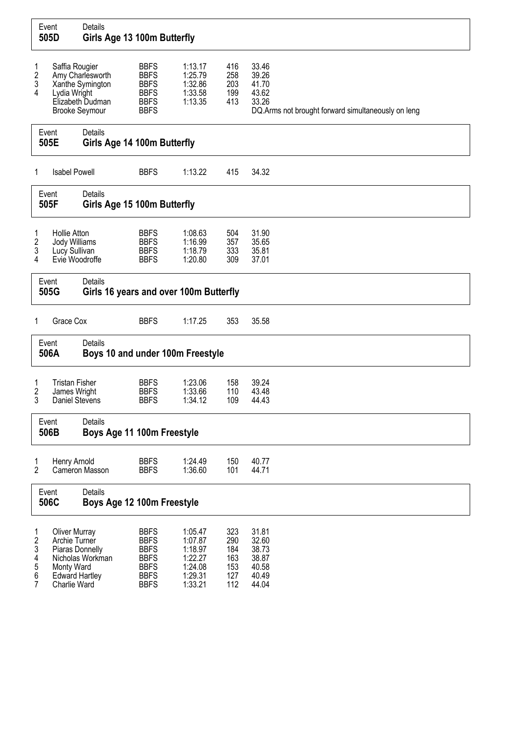## Event 505D — Girls Age 13 100m Butterfly

| Place | Name | Club | Time | Points | Split |
|---|---|---|---|---|---|
| 1 | Saffia Rougier | BBFS | 1:13.17 | 416 | 33.46 |
| 2 | Amy Charlesworth | BBFS | 1:25.79 | 258 | 39.26 |
| 3 | Xanthe Symington | BBFS | 1:32.86 | 203 | 41.70 |
| 4 | Lydia Wright | BBFS | 1:33.58 | 199 | 43.62 |
| | Elizabeth Dudman | BBFS | 1:13.35 | 413 | 33.26 |
| | Brooke Seymour | BBFS | | | DQ.Arms not brought forward simultaneously on leng |

## Event 505E — Girls Age 14 100m Butterfly

| Place | Name | Club | Time | Points | Split |
|---|---|---|---|---|---|
| 1 | Isabel Powell | BBFS | 1:13.22 | 415 | 34.32 |

## Event 505F — Girls Age 15 100m Butterfly

| Place | Name | Club | Time | Points | Split |
|---|---|---|---|---|---|
| 1 | Hollie Atton | BBFS | 1:08.63 | 504 | 31.90 |
| 2 | Jody Williams | BBFS | 1:16.99 | 357 | 35.65 |
| 3 | Lucy Sullivan | BBFS | 1:18.79 | 333 | 35.81 |
| 4 | Evie Woodroffe | BBFS | 1:20.80 | 309 | 37.01 |

## Event 505G — Girls 16 years and over 100m Butterfly

| Place | Name | Club | Time | Points | Split |
|---|---|---|---|---|---|
| 1 | Grace Cox | BBFS | 1:17.25 | 353 | 35.58 |

## Event 506A — Boys 10 and under 100m Freestyle

| Place | Name | Club | Time | Points | Split |
|---|---|---|---|---|---|
| 1 | Tristan Fisher | BBFS | 1:23.06 | 158 | 39.24 |
| 2 | James Wright | BBFS | 1:33.66 | 110 | 43.48 |
| 3 | Daniel Stevens | BBFS | 1:34.12 | 109 | 44.43 |

## Event 506B — Boys Age 11 100m Freestyle

| Place | Name | Club | Time | Points | Split |
|---|---|---|---|---|---|
| 1 | Henry Arnold | BBFS | 1:24.49 | 150 | 40.77 |
| 2 | Cameron Masson | BBFS | 1:36.60 | 101 | 44.71 |

## Event 506C — Boys Age 12 100m Freestyle

| Place | Name | Club | Time | Points | Split |
|---|---|---|---|---|---|
| 1 | Oliver Murray | BBFS | 1:05.47 | 323 | 31.81 |
| 2 | Archie Turner | BBFS | 1:07.87 | 290 | 32.60 |
| 3 | Piaras Donnelly | BBFS | 1:18.97 | 184 | 38.73 |
| 4 | Nicholas Workman | BBFS | 1:22.27 | 163 | 38.87 |
| 5 | Monty Ward | BBFS | 1:24.08 | 153 | 40.58 |
| 6 | Edward Hartley | BBFS | 1:29.31 | 127 | 40.49 |
| 7 | Charlie Ward | BBFS | 1:33.21 | 112 | 44.04 |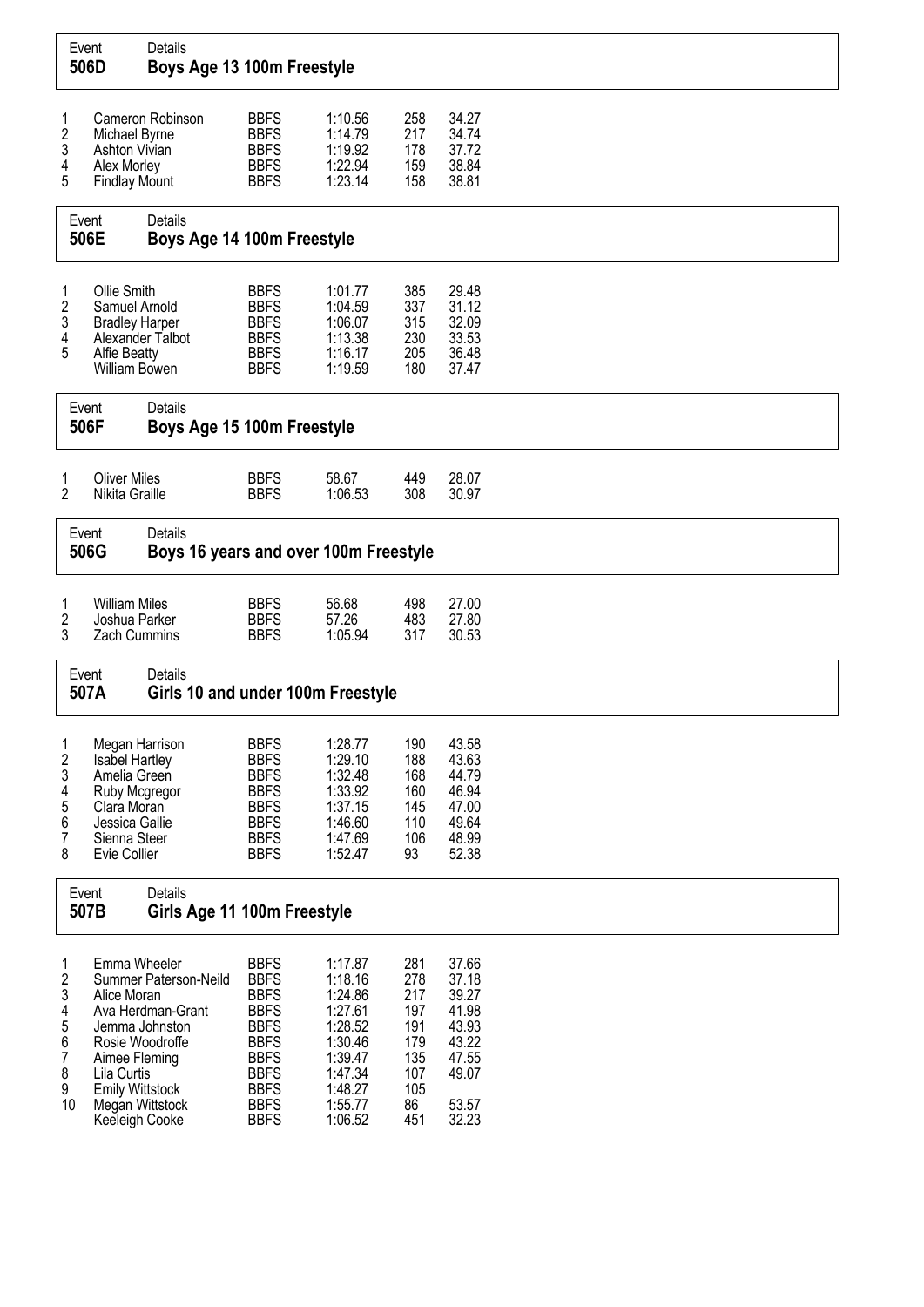## Event 506D — Boys Age 13 100m Freestyle

| Place | Name | Club | Time | Points | Split |
|---|---|---|---|---|---|
| 1 | Cameron Robinson | BBFS | 1:10.56 | 258 | 34.27 |
| 2 | Michael Byrne | BBFS | 1:14.79 | 217 | 34.74 |
| 3 | Ashton Vivian | BBFS | 1:19.92 | 178 | 37.72 |
| 4 | Alex Morley | BBFS | 1:22.94 | 159 | 38.84 |
| 5 | Findlay Mount | BBFS | 1:23.14 | 158 | 38.81 |

## Event 506E — Boys Age 14 100m Freestyle

| Place | Name | Club | Time | Points | Split |
|---|---|---|---|---|---|
| 1 | Ollie Smith | BBFS | 1:01.77 | 385 | 29.48 |
| 2 | Samuel Arnold | BBFS | 1:04.59 | 337 | 31.12 |
| 3 | Bradley Harper | BBFS | 1:06.07 | 315 | 32.09 |
| 4 | Alexander Talbot | BBFS | 1:13.38 | 230 | 33.53 |
| 5 | Alfie Beatty | BBFS | 1:16.17 | 205 | 36.48 |
| | William Bowen | BBFS | 1:19.59 | 180 | 37.47 |

## Event 506F — Boys Age 15 100m Freestyle

| Place | Name | Club | Time | Points | Split |
|---|---|---|---|---|---|
| 1 | Oliver Miles | BBFS | 58.67 | 449 | 28.07 |
| 2 | Nikita Graille | BBFS | 1:06.53 | 308 | 30.97 |

## Event 506G — Boys 16 years and over 100m Freestyle

| Place | Name | Club | Time | Points | Split |
|---|---|---|---|---|---|
| 1 | William Miles | BBFS | 56.68 | 498 | 27.00 |
| 2 | Joshua Parker | BBFS | 57.26 | 483 | 27.80 |
| 3 | Zach Cummins | BBFS | 1:05.94 | 317 | 30.53 |

## Event 507A — Girls 10 and under 100m Freestyle

| Place | Name | Club | Time | Points | Split |
|---|---|---|---|---|---|
| 1 | Megan Harrison | BBFS | 1:28.77 | 190 | 43.58 |
| 2 | Isabel Hartley | BBFS | 1:29.10 | 188 | 43.63 |
| 3 | Amelia Green | BBFS | 1:32.48 | 168 | 44.79 |
| 4 | Ruby Mcgregor | BBFS | 1:33.92 | 160 | 46.94 |
| 5 | Clara Moran | BBFS | 1:37.15 | 145 | 47.00 |
| 6 | Jessica Gallie | BBFS | 1:46.60 | 110 | 49.64 |
| 7 | Sienna Steer | BBFS | 1:47.69 | 106 | 48.99 |
| 8 | Evie Collier | BBFS | 1:52.47 | 93 | 52.38 |

## Event 507B — Girls Age 11 100m Freestyle

| Place | Name | Club | Time | Points | Split |
|---|---|---|---|---|---|
| 1 | Emma Wheeler | BBFS | 1:17.87 | 281 | 37.66 |
| 2 | Summer Paterson-Neild | BBFS | 1:18.16 | 278 | 37.18 |
| 3 | Alice Moran | BBFS | 1:24.86 | 217 | 39.27 |
| 4 | Ava Herdman-Grant | BBFS | 1:27.61 | 197 | 41.98 |
| 5 | Jemma Johnston | BBFS | 1:28.52 | 191 | 43.93 |
| 6 | Rosie Woodroffe | BBFS | 1:30.46 | 179 | 43.22 |
| 7 | Aimee Fleming | BBFS | 1:39.47 | 135 | 47.55 |
| 8 | Lila Curtis | BBFS | 1:47.34 | 107 | 49.07 |
| 9 | Emily Wittstock | BBFS | 1:48.27 | 105 | |
| 10 | Megan Wittstock | BBFS | 1:55.77 | 86 | 53.57 |
| | Keeleigh Cooke | BBFS | 1:06.52 | 451 | 32.23 |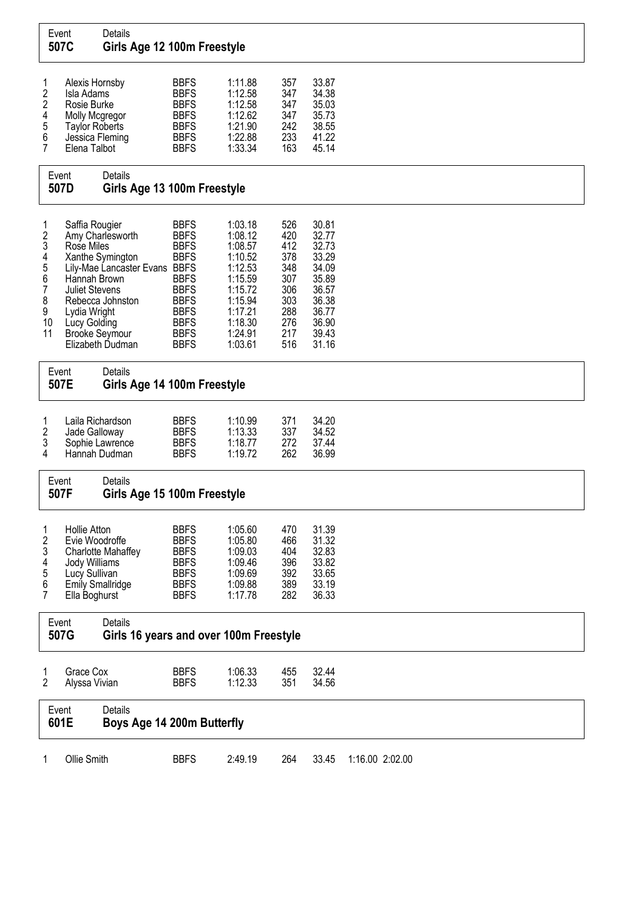## Event 507C — Girls Age 12 100m Freestyle

| Place | Name | Club | Time | Points | Split |
|---|---|---|---|---|---|
| 1 | Alexis Hornsby | BBFS | 1:11.88 | 357 | 33.87 |
| 2 | Isla Adams | BBFS | 1:12.58 | 347 | 34.38 |
| 2 | Rosie Burke | BBFS | 1:12.58 | 347 | 35.03 |
| 4 | Molly Mcgregor | BBFS | 1:12.62 | 347 | 35.73 |
| 5 | Taylor Roberts | BBFS | 1:21.90 | 242 | 38.55 |
| 6 | Jessica Fleming | BBFS | 1:22.88 | 233 | 41.22 |
| 7 | Elena Talbot | BBFS | 1:33.34 | 163 | 45.14 |

## Event 507D — Girls Age 13 100m Freestyle

| Place | Name | Club | Time | Points | Split |
|---|---|---|---|---|---|
| 1 | Saffia Rougier | BBFS | 1:03.18 | 526 | 30.81 |
| 2 | Amy Charlesworth | BBFS | 1:08.12 | 420 | 32.77 |
| 3 | Rose Miles | BBFS | 1:08.57 | 412 | 32.73 |
| 4 | Xanthe Symington | BBFS | 1:10.52 | 378 | 33.29 |
| 5 | Lily-Mae Lancaster Evans | BBFS | 1:12.53 | 348 | 34.09 |
| 6 | Hannah Brown | BBFS | 1:15.59 | 307 | 35.89 |
| 7 | Juliet Stevens | BBFS | 1:15.72 | 306 | 36.57 |
| 8 | Rebecca Johnston | BBFS | 1:15.94 | 303 | 36.38 |
| 9 | Lydia Wright | BBFS | 1:17.21 | 288 | 36.77 |
| 10 | Lucy Golding | BBFS | 1:18.30 | 276 | 36.90 |
| 11 | Brooke Seymour | BBFS | 1:24.91 | 217 | 39.43 |
| | Elizabeth Dudman | BBFS | 1:03.61 | 516 | 31.16 |

## Event 507E — Girls Age 14 100m Freestyle

| Place | Name | Club | Time | Points | Split |
|---|---|---|---|---|---|
| 1 | Laila Richardson | BBFS | 1:10.99 | 371 | 34.20 |
| 2 | Jade Galloway | BBFS | 1:13.33 | 337 | 34.52 |
| 3 | Sophie Lawrence | BBFS | 1:18.77 | 272 | 37.44 |
| 4 | Hannah Dudman | BBFS | 1:19.72 | 262 | 36.99 |

## Event 507F — Girls Age 15 100m Freestyle

| Place | Name | Club | Time | Points | Split |
|---|---|---|---|---|---|
| 1 | Hollie Atton | BBFS | 1:05.60 | 470 | 31.39 |
| 2 | Evie Woodroffe | BBFS | 1:05.80 | 466 | 31.32 |
| 3 | Charlotte Mahaffey | BBFS | 1:09.03 | 404 | 32.83 |
| 4 | Jody Williams | BBFS | 1:09.46 | 396 | 33.82 |
| 5 | Lucy Sullivan | BBFS | 1:09.69 | 392 | 33.65 |
| 6 | Emily Smallridge | BBFS | 1:09.88 | 389 | 33.19 |
| 7 | Ella Boghurst | BBFS | 1:17.78 | 282 | 36.33 |

## Event 507G — Girls 16 years and over 100m Freestyle

| Place | Name | Club | Time | Points | Split |
|---|---|---|---|---|---|
| 1 | Grace Cox | BBFS | 1:06.33 | 455 | 32.44 |
| 2 | Alyssa Vivian | BBFS | 1:12.33 | 351 | 34.56 |

## Event 601E — Boys Age 14 200m Butterfly

| Place | Name | Club | Time | Points | Split 50 | Split 100 | Split 150 |
|---|---|---|---|---|---|---|---|
| 1 | Ollie Smith | BBFS | 2:49.19 | 264 | 33.45 | 1:16.00 | 2:02.00 |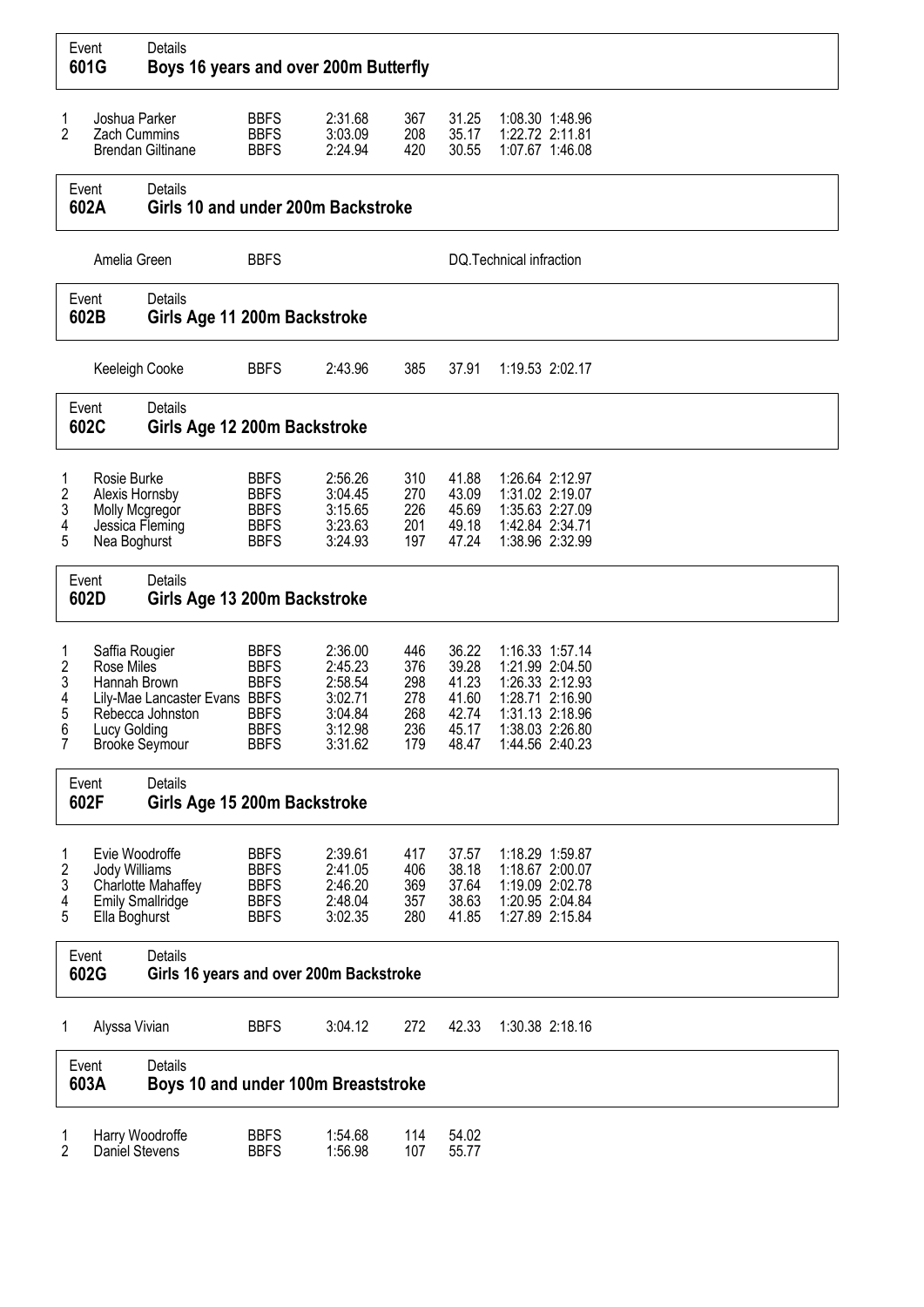**Event 601G** — Details: **Boys 16 years and over 200m Butterfly**

| | Name | Club | Time | Points | 50m | 100m | 150m |
|---|---|---|---|---|---|---|---|
| 1 | Joshua Parker | BBFS | 2:31.68 | 367 | 31.25 | 1:08.30 | 1:48.96 |
| 2 | Zach Cummins | BBFS | 3:03.09 | 208 | 35.17 | 1:22.72 | 2:11.81 |
| | Brendan Giltinane | BBFS | 2:24.94 | 420 | 30.55 | 1:07.67 | 1:46.08 |

**Event 602A** — Details: **Girls 10 and under 200m Backstroke**

| | Name | Club | Time | Points | 50m | 100m | 150m |
|---|---|---|---|---|---|---|---|
| | Amelia Green | BBFS | | | DQ.Technical infraction | | |

**Event 602B** — Details: **Girls Age 11 200m Backstroke**

| | Name | Club | Time | Points | 50m | 100m | 150m |
|---|---|---|---|---|---|---|---|
| | Keeleigh Cooke | BBFS | 2:43.96 | 385 | 37.91 | 1:19.53 | 2:02.17 |

**Event 602C** — Details: **Girls Age 12 200m Backstroke**

| | Name | Club | Time | Points | 50m | 100m | 150m |
|---|---|---|---|---|---|---|---|
| 1 | Rosie Burke | BBFS | 2:56.26 | 310 | 41.88 | 1:26.64 | 2:12.97 |
| 2 | Alexis Hornsby | BBFS | 3:04.45 | 270 | 43.09 | 1:31.02 | 2:19.07 |
| 3 | Molly Mcgregor | BBFS | 3:15.65 | 226 | 45.69 | 1:35.63 | 2:27.09 |
| 4 | Jessica Fleming | BBFS | 3:23.63 | 201 | 49.18 | 1:42.84 | 2:34.71 |
| 5 | Nea Boghurst | BBFS | 3:24.93 | 197 | 47.24 | 1:38.96 | 2:32.99 |

**Event 602D** — Details: **Girls Age 13 200m Backstroke**

| | Name | Club | Time | Points | 50m | 100m | 150m |
|---|---|---|---|---|---|---|---|
| 1 | Saffia Rougier | BBFS | 2:36.00 | 446 | 36.22 | 1:16.33 | 1:57.14 |
| 2 | Rose Miles | BBFS | 2:45.23 | 376 | 39.28 | 1:21.99 | 2:04.50 |
| 3 | Hannah Brown | BBFS | 2:58.54 | 298 | 41.23 | 1:26.33 | 2:12.93 |
| 4 | Lily-Mae Lancaster Evans | BBFS | 3:02.71 | 278 | 41.60 | 1:28.71 | 2:16.90 |
| 5 | Rebecca Johnston | BBFS | 3:04.84 | 268 | 42.74 | 1:31.13 | 2:18.96 |
| 6 | Lucy Golding | BBFS | 3:12.98 | 236 | 45.17 | 1:38.03 | 2:26.80 |
| 7 | Brooke Seymour | BBFS | 3:31.62 | 179 | 48.47 | 1:44.56 | 2:40.23 |

**Event 602F** — Details: **Girls Age 15 200m Backstroke**

| | Name | Club | Time | Points | 50m | 100m | 150m |
|---|---|---|---|---|---|---|---|
| 1 | Evie Woodroffe | BBFS | 2:39.61 | 417 | 37.57 | 1:18.29 | 1:59.87 |
| 2 | Jody Williams | BBFS | 2:41.05 | 406 | 38.18 | 1:18.67 | 2:00.07 |
| 3 | Charlotte Mahaffey | BBFS | 2:46.20 | 369 | 37.64 | 1:19.09 | 2:02.78 |
| 4 | Emily Smallridge | BBFS | 2:48.04 | 357 | 38.63 | 1:20.95 | 2:04.84 |
| 5 | Ella Boghurst | BBFS | 3:02.35 | 280 | 41.85 | 1:27.89 | 2:15.84 |

**Event 602G** — Details: **Girls 16 years and over 200m Backstroke**

| | Name | Club | Time | Points | 50m | 100m | 150m |
|---|---|---|---|---|---|---|---|
| 1 | Alyssa Vivian | BBFS | 3:04.12 | 272 | 42.33 | 1:30.38 | 2:18.16 |

**Event 603A** — Details: **Boys 10 and under 100m Breaststroke**

| | Name | Club | Time | Points | 50m |
|---|---|---|---|---|---|
| 1 | Harry Woodroffe | BBFS | 1:54.68 | 114 | 54.02 |
| 2 | Daniel Stevens | BBFS | 1:56.98 | 107 | 55.77 |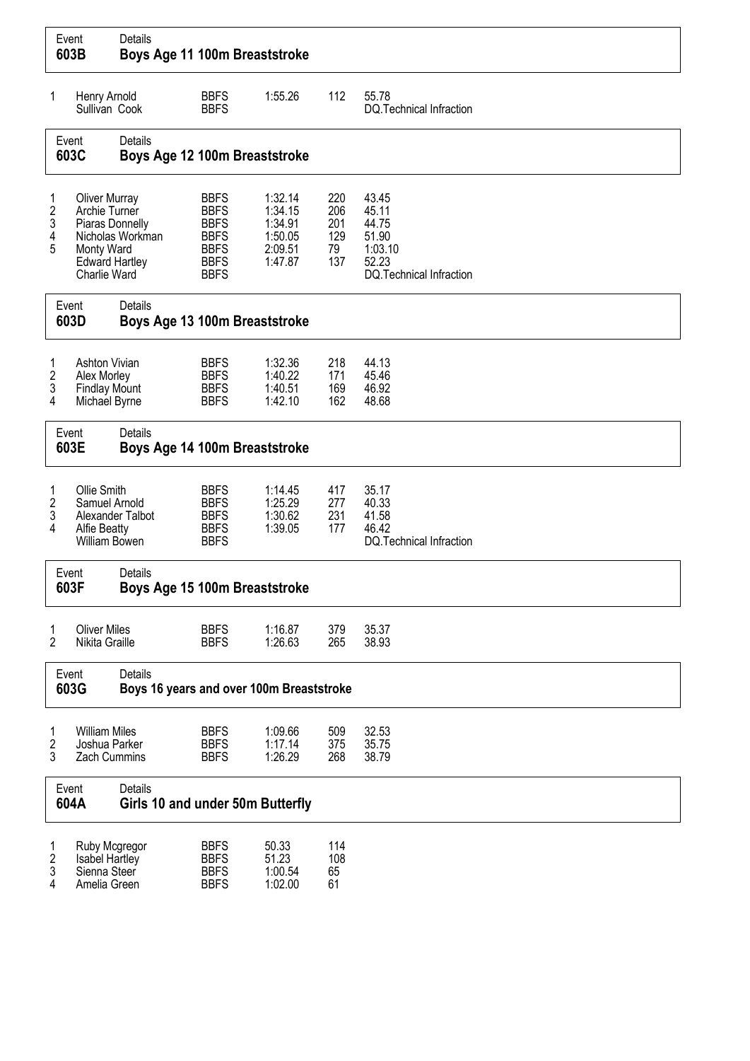## Event 603B — Boys Age 11 100m Breaststroke

| Place | Name | Club | Time | Points | 50m Split |
|---|---|---|---|---|---|
| 1 | Henry Arnold | BBFS | 1:55.26 | 112 | 55.78 |
| | Sullivan Cook | BBFS | | | DQ.Technical Infraction |

## Event 603C — Boys Age 12 100m Breaststroke

| Place | Name | Club | Time | Points | 50m Split |
|---|---|---|---|---|---|
| 1 | Oliver Murray | BBFS | 1:32.14 | 220 | 43.45 |
| 2 | Archie Turner | BBFS | 1:34.15 | 206 | 45.11 |
| 3 | Piaras Donnelly | BBFS | 1:34.91 | 201 | 44.75 |
| 4 | Nicholas Workman | BBFS | 1:50.05 | 129 | 51.90 |
| 5 | Monty Ward | BBFS | 2:09.51 | 79 | 1:03.10 |
| | Edward Hartley | BBFS | 1:47.87 | 137 | 52.23 |
| | Charlie Ward | BBFS | | | DQ.Technical Infraction |

## Event 603D — Boys Age 13 100m Breaststroke

| Place | Name | Club | Time | Points | 50m Split |
|---|---|---|---|---|---|
| 1 | Ashton Vivian | BBFS | 1:32.36 | 218 | 44.13 |
| 2 | Alex Morley | BBFS | 1:40.22 | 171 | 45.46 |
| 3 | Findlay Mount | BBFS | 1:40.51 | 169 | 46.92 |
| 4 | Michael Byrne | BBFS | 1:42.10 | 162 | 48.68 |

## Event 603E — Boys Age 14 100m Breaststroke

| Place | Name | Club | Time | Points | 50m Split |
|---|---|---|---|---|---|
| 1 | Ollie Smith | BBFS | 1:14.45 | 417 | 35.17 |
| 2 | Samuel Arnold | BBFS | 1:25.29 | 277 | 40.33 |
| 3 | Alexander Talbot | BBFS | 1:30.62 | 231 | 41.58 |
| 4 | Alfie Beatty | BBFS | 1:39.05 | 177 | 46.42 |
| | William Bowen | BBFS | | | DQ.Technical Infraction |

## Event 603F — Boys Age 15 100m Breaststroke

| Place | Name | Club | Time | Points | 50m Split |
|---|---|---|---|---|---|
| 1 | Oliver Miles | BBFS | 1:16.87 | 379 | 35.37 |
| 2 | Nikita Graille | BBFS | 1:26.63 | 265 | 38.93 |

## Event 603G — Boys 16 years and over 100m Breaststroke

| Place | Name | Club | Time | Points | 50m Split |
|---|---|---|---|---|---|
| 1 | William Miles | BBFS | 1:09.66 | 509 | 32.53 |
| 2 | Joshua Parker | BBFS | 1:17.14 | 375 | 35.75 |
| 3 | Zach Cummins | BBFS | 1:26.29 | 268 | 38.79 |

## Event 604A — Girls 10 and under 50m Butterfly

| Place | Name | Club | Time | Points |
|---|---|---|---|---|
| 1 | Ruby Mcgregor | BBFS | 50.33 | 114 |
| 2 | Isabel Hartley | BBFS | 51.23 | 108 |
| 3 | Sienna Steer | BBFS | 1:00.54 | 65 |
| 4 | Amelia Green | BBFS | 1:02.00 | 61 |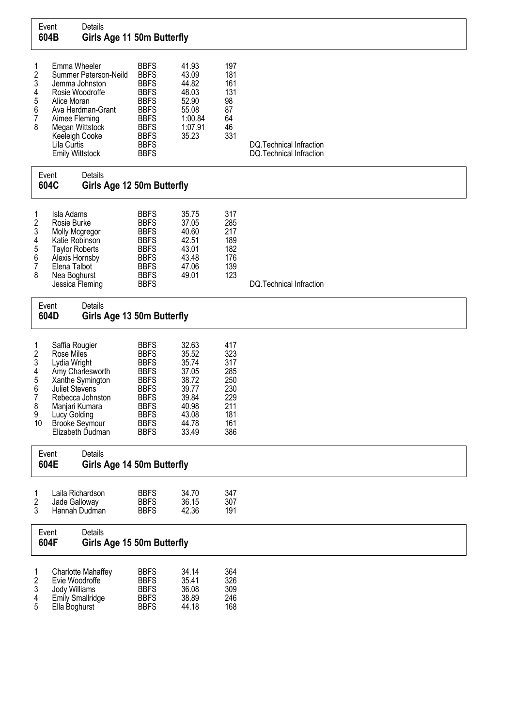## Event 604B — Girls Age 11 50m Butterfly

| Place | Name | Club | Time | Points | Notes |
|---|---|---|---|---|---|
| 1 | Emma Wheeler | BBFS | 41.93 | 197 | |
| 2 | Summer Paterson-Neild | BBFS | 43.09 | 181 | |
| 3 | Jemma Johnston | BBFS | 44.82 | 161 | |
| 4 | Rosie Woodroffe | BBFS | 48.03 | 131 | |
| 5 | Alice Moran | BBFS | 52.90 | 98 | |
| 6 | Ava Herdman-Grant | BBFS | 55.08 | 87 | |
| 7 | Aimee Fleming | BBFS | 1:00.84 | 64 | |
| 8 | Megan Wittstock | BBFS | 1:07.91 | 46 | |
| | Keeleigh Cooke | BBFS | 35.23 | 331 | |
| | Lila Curtis | BBFS | | | DQ.Technical Infraction |
| | Emily Wittstock | BBFS | | | DQ.Technical Infraction |

## Event 604C — Girls Age 12 50m Butterfly

| Place | Name | Club | Time | Points | Notes |
|---|---|---|---|---|---|
| 1 | Isla Adams | BBFS | 35.75 | 317 | |
| 2 | Rosie Burke | BBFS | 37.05 | 285 | |
| 3 | Molly Mcgregor | BBFS | 40.60 | 217 | |
| 4 | Katie Robinson | BBFS | 42.51 | 189 | |
| 5 | Taylor Roberts | BBFS | 43.01 | 182 | |
| 6 | Alexis Hornsby | BBFS | 43.48 | 176 | |
| 7 | Elena Talbot | BBFS | 47.06 | 139 | |
| 8 | Nea Boghurst | BBFS | 49.01 | 123 | |
| | Jessica Fleming | BBFS | | | DQ.Technical Infraction |

## Event 604D — Girls Age 13 50m Butterfly

| Place | Name | Club | Time | Points |
|---|---|---|---|---|
| 1 | Saffia Rougier | BBFS | 32.63 | 417 |
| 2 | Rose Miles | BBFS | 35.52 | 323 |
| 3 | Lydia Wright | BBFS | 35.74 | 317 |
| 4 | Amy Charlesworth | BBFS | 37.05 | 285 |
| 5 | Xanthe Symington | BBFS | 38.72 | 250 |
| 6 | Juliet Stevens | BBFS | 39.77 | 230 |
| 7 | Rebecca Johnston | BBFS | 39.84 | 229 |
| 8 | Manjari Kumara | BBFS | 40.98 | 211 |
| 9 | Lucy Golding | BBFS | 43.08 | 181 |
| 10 | Brooke Seymour | BBFS | 44.78 | 161 |
| | Elizabeth Dudman | BBFS | 33.49 | 386 |

## Event 604E — Girls Age 14 50m Butterfly

| Place | Name | Club | Time | Points |
|---|---|---|---|---|
| 1 | Laila Richardson | BBFS | 34.70 | 347 |
| 2 | Jade Galloway | BBFS | 36.15 | 307 |
| 3 | Hannah Dudman | BBFS | 42.36 | 191 |

## Event 604F — Girls Age 15 50m Butterfly

| Place | Name | Club | Time | Points |
|---|---|---|---|---|
| 1 | Charlotte Mahaffey | BBFS | 34.14 | 364 |
| 2 | Evie Woodroffe | BBFS | 35.41 | 326 |
| 3 | Jody Williams | BBFS | 36.08 | 309 |
| 4 | Emily Smallridge | BBFS | 38.89 | 246 |
| 5 | Ella Boghurst | BBFS | 44.18 | 168 |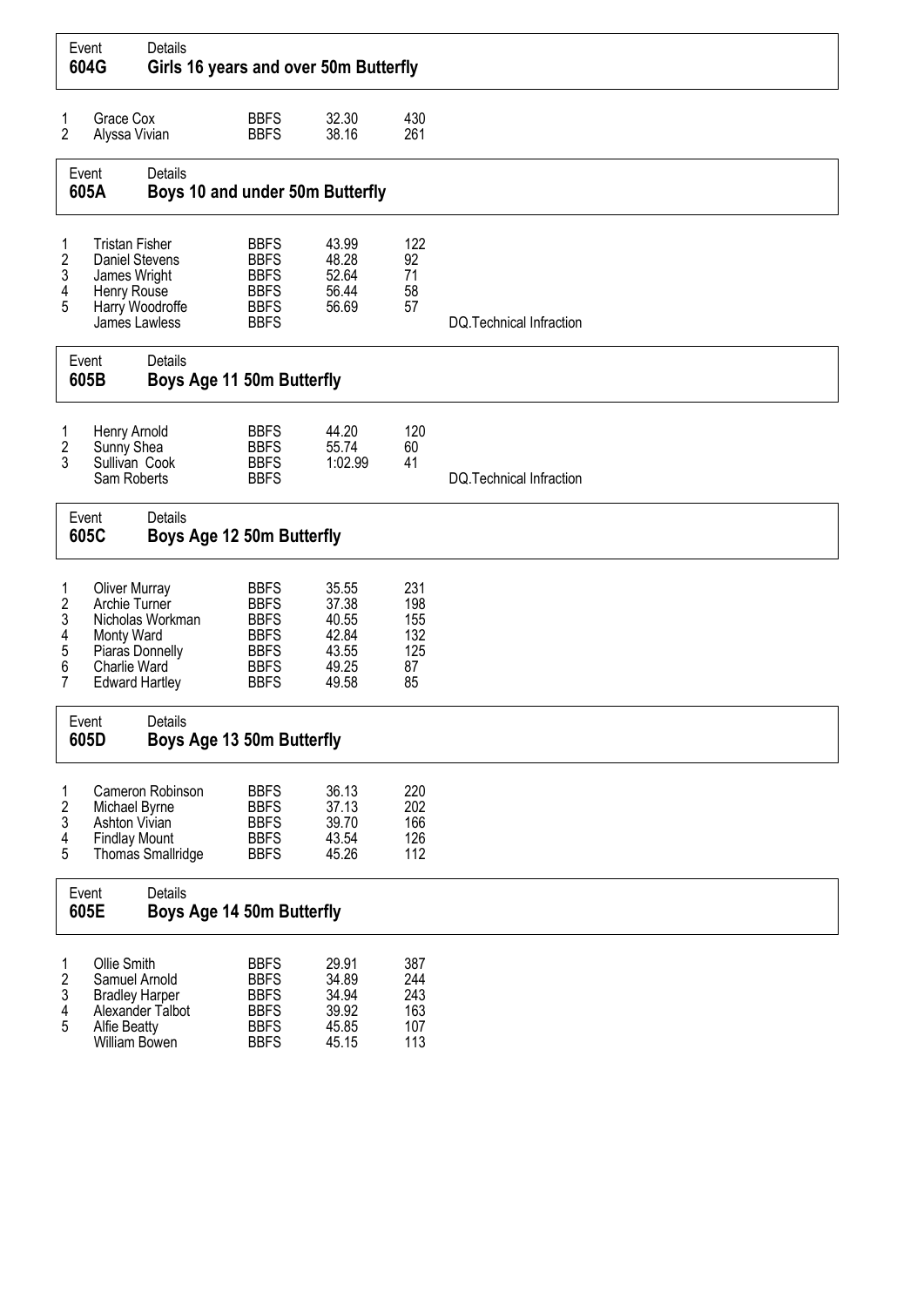## Event 604G Girls 16 years and over 50m Butterfly

| Place | Name | Club | Time | Points | Notes |
|---|---|---|---|---|---|
| 1 | Grace Cox | BBFS | 32.30 | 430 | |
| 2 | Alyssa Vivian | BBFS | 38.16 | 261 | |

## Event 605A Boys 10 and under 50m Butterfly

| Place | Name | Club | Time | Points | Notes |
|---|---|---|---|---|---|
| 1 | Tristan Fisher | BBFS | 43.99 | 122 | |
| 2 | Daniel Stevens | BBFS | 48.28 | 92 | |
| 3 | James Wright | BBFS | 52.64 | 71 | |
| 4 | Henry Rouse | BBFS | 56.44 | 58 | |
| 5 | Harry Woodroffe | BBFS | 56.69 | 57 | |
| | James Lawless | BBFS | | | DQ.Technical Infraction |

## Event 605B Boys Age 11 50m Butterfly

| Place | Name | Club | Time | Points | Notes |
|---|---|---|---|---|---|
| 1 | Henry Arnold | BBFS | 44.20 | 120 | |
| 2 | Sunny Shea | BBFS | 55.74 | 60 | |
| 3 | Sullivan Cook | BBFS | 1:02.99 | 41 | |
| | Sam Roberts | BBFS | | | DQ.Technical Infraction |

## Event 605C Boys Age 12 50m Butterfly

| Place | Name | Club | Time | Points | Notes |
|---|---|---|---|---|---|
| 1 | Oliver Murray | BBFS | 35.55 | 231 | |
| 2 | Archie Turner | BBFS | 37.38 | 198 | |
| 3 | Nicholas Workman | BBFS | 40.55 | 155 | |
| 4 | Monty Ward | BBFS | 42.84 | 132 | |
| 5 | Piaras Donnelly | BBFS | 43.55 | 125 | |
| 6 | Charlie Ward | BBFS | 49.25 | 87 | |
| 7 | Edward Hartley | BBFS | 49.58 | 85 | |

## Event 605D Boys Age 13 50m Butterfly

| Place | Name | Club | Time | Points | Notes |
|---|---|---|---|---|---|
| 1 | Cameron Robinson | BBFS | 36.13 | 220 | |
| 2 | Michael Byrne | BBFS | 37.13 | 202 | |
| 3 | Ashton Vivian | BBFS | 39.70 | 166 | |
| 4 | Findlay Mount | BBFS | 43.54 | 126 | |
| 5 | Thomas Smallridge | BBFS | 45.26 | 112 | |

## Event 605E Boys Age 14 50m Butterfly

| Place | Name | Club | Time | Points | Notes |
|---|---|---|---|---|---|
| 1 | Ollie Smith | BBFS | 29.91 | 387 | |
| 2 | Samuel Arnold | BBFS | 34.89 | 244 | |
| 3 | Bradley Harper | BBFS | 34.94 | 243 | |
| 4 | Alexander Talbot | BBFS | 39.92 | 163 | |
| 5 | Alfie Beatty | BBFS | 45.85 | 107 | |
| | William Bowen | BBFS | 45.15 | 113 | |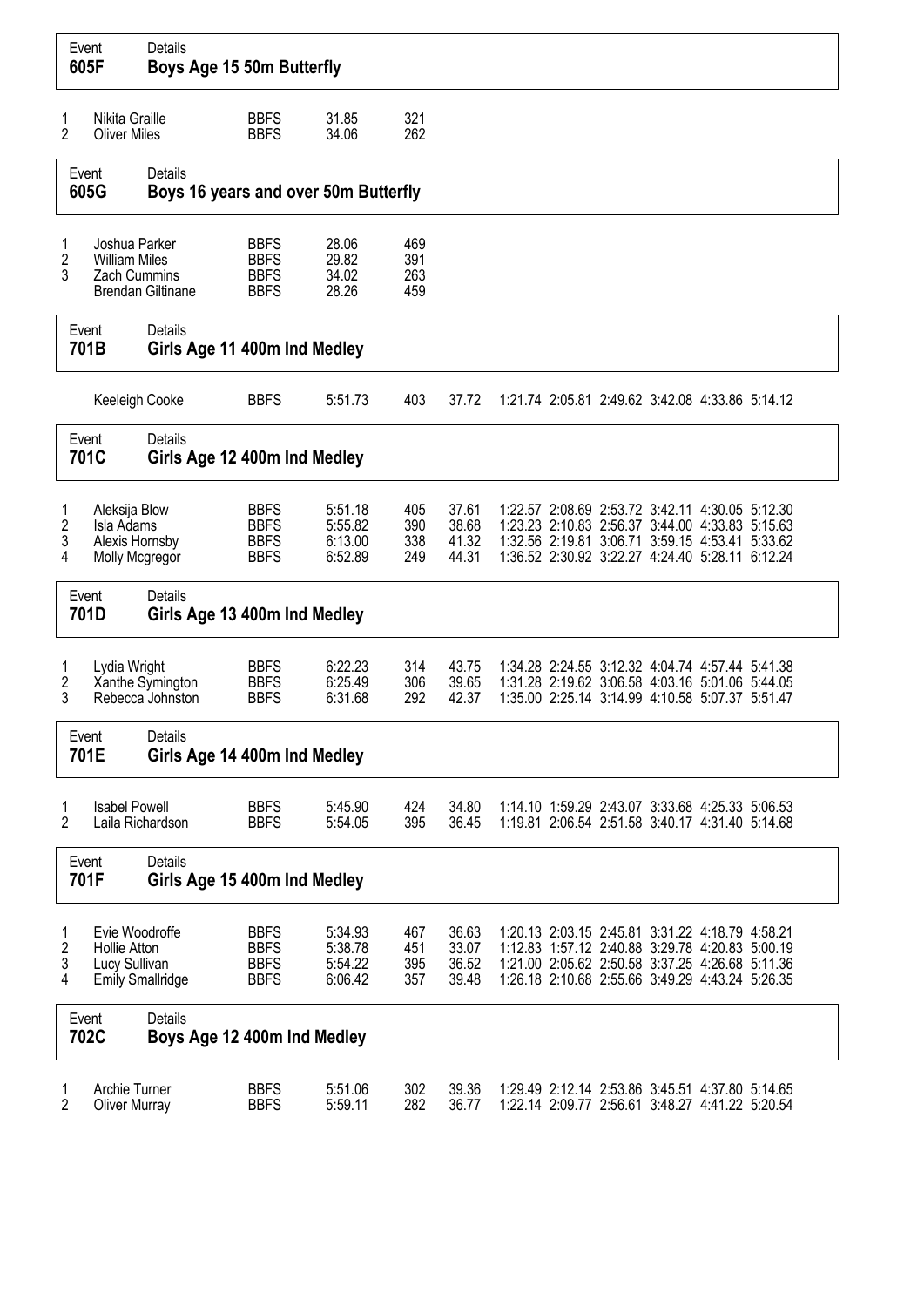## Event 605F — Boys Age 15 50m Butterfly

| Place | Name | Club | Time | Points |
|---|---|---|---|---|
| 1 | Nikita Graille | BBFS | 31.85 | 321 |
| 2 | Oliver Miles | BBFS | 34.06 | 262 |

## Event 605G — Boys 16 years and over 50m Butterfly

| Place | Name | Club | Time | Points |
|---|---|---|---|---|
| 1 | Joshua Parker | BBFS | 28.06 | 469 |
| 2 | William Miles | BBFS | 29.82 | 391 |
| 3 | Zach Cummins | BBFS | 34.02 | 263 |
| | Brendan Giltinane | BBFS | 28.26 | 459 |

## Event 701B — Girls Age 11 400m Ind Medley

| Place | Name | Club | Time | Points | 50m | 100m | 150m | 200m | 250m | 300m | 350m |
|---|---|---|---|---|---|---|---|---|---|---|---|
| | Keeleigh Cooke | BBFS | 5:51.73 | 403 | 37.72 | 1:21.74 | 2:05.81 | 2:49.62 | 3:42.08 | 4:33.86 | 5:14.12 |

## Event 701C — Girls Age 12 400m Ind Medley

| Place | Name | Club | Time | Points | 50m | 100m | 150m | 200m | 250m | 300m | 350m |
|---|---|---|---|---|---|---|---|---|---|---|---|
| 1 | Aleksija Blow | BBFS | 5:51.18 | 405 | 37.61 | 1:22.57 | 2:08.69 | 2:53.72 | 3:42.11 | 4:30.05 | 5:12.30 |
| 2 | Isla Adams | BBFS | 5:55.82 | 390 | 38.68 | 1:23.23 | 2:10.83 | 2:56.37 | 3:44.00 | 4:33.83 | 5:15.63 |
| 3 | Alexis Hornsby | BBFS | 6:13.00 | 338 | 41.32 | 1:32.56 | 2:19.81 | 3:06.71 | 3:59.15 | 4:53.41 | 5:33.62 |
| 4 | Molly Mcgregor | BBFS | 6:52.89 | 249 | 44.31 | 1:36.52 | 2:30.92 | 3:22.27 | 4:24.40 | 5:28.11 | 6:12.24 |

## Event 701D — Girls Age 13 400m Ind Medley

| Place | Name | Club | Time | Points | 50m | 100m | 150m | 200m | 250m | 300m | 350m |
|---|---|---|---|---|---|---|---|---|---|---|---|
| 1 | Lydia Wright | BBFS | 6:22.23 | 314 | 43.75 | 1:34.28 | 2:24.55 | 3:12.32 | 4:04.74 | 4:57.44 | 5:41.38 |
| 2 | Xanthe Symington | BBFS | 6:25.49 | 306 | 39.65 | 1:31.28 | 2:19.62 | 3:06.58 | 4:03.16 | 5:01.06 | 5:44.05 |
| 3 | Rebecca Johnston | BBFS | 6:31.68 | 292 | 42.37 | 1:35.00 | 2:25.14 | 3:14.99 | 4:10.58 | 5:07.37 | 5:51.47 |

## Event 701E — Girls Age 14 400m Ind Medley

| Place | Name | Club | Time | Points | 50m | 100m | 150m | 200m | 250m | 300m | 350m |
|---|---|---|---|---|---|---|---|---|---|---|---|
| 1 | Isabel Powell | BBFS | 5:45.90 | 424 | 34.80 | 1:14.10 | 1:59.29 | 2:43.07 | 3:33.68 | 4:25.33 | 5:06.53 |
| 2 | Laila Richardson | BBFS | 5:54.05 | 395 | 36.45 | 1:19.81 | 2:06.54 | 2:51.58 | 3:40.17 | 4:31.40 | 5:14.68 |

## Event 701F — Girls Age 15 400m Ind Medley

| Place | Name | Club | Time | Points | 50m | 100m | 150m | 200m | 250m | 300m | 350m |
|---|---|---|---|---|---|---|---|---|---|---|---|
| 1 | Evie Woodroffe | BBFS | 5:34.93 | 467 | 36.63 | 1:20.13 | 2:03.15 | 2:45.81 | 3:31.22 | 4:18.79 | 4:58.21 |
| 2 | Hollie Atton | BBFS | 5:38.78 | 451 | 33.07 | 1:12.83 | 1:57.12 | 2:40.88 | 3:29.78 | 4:20.83 | 5:00.19 |
| 3 | Lucy Sullivan | BBFS | 5:54.22 | 395 | 36.52 | 1:21.00 | 2:05.62 | 2:50.58 | 3:37.25 | 4:26.68 | 5:11.36 |
| 4 | Emily Smallridge | BBFS | 6:06.42 | 357 | 39.48 | 1:26.18 | 2:10.68 | 2:55.66 | 3:49.29 | 4:43.24 | 5:26.35 |

## Event 702C — Boys Age 12 400m Ind Medley

| Place | Name | Club | Time | Points | 50m | 100m | 150m | 200m | 250m | 300m | 350m |
|---|---|---|---|---|---|---|---|---|---|---|---|
| 1 | Archie Turner | BBFS | 5:51.06 | 302 | 39.36 | 1:29.49 | 2:12.14 | 2:53.86 | 3:45.51 | 4:37.80 | 5:14.65 |
| 2 | Oliver Murray | BBFS | 5:59.11 | 282 | 36.77 | 1:22.14 | 2:09.77 | 2:56.61 | 3:48.27 | 4:41.22 | 5:20.54 |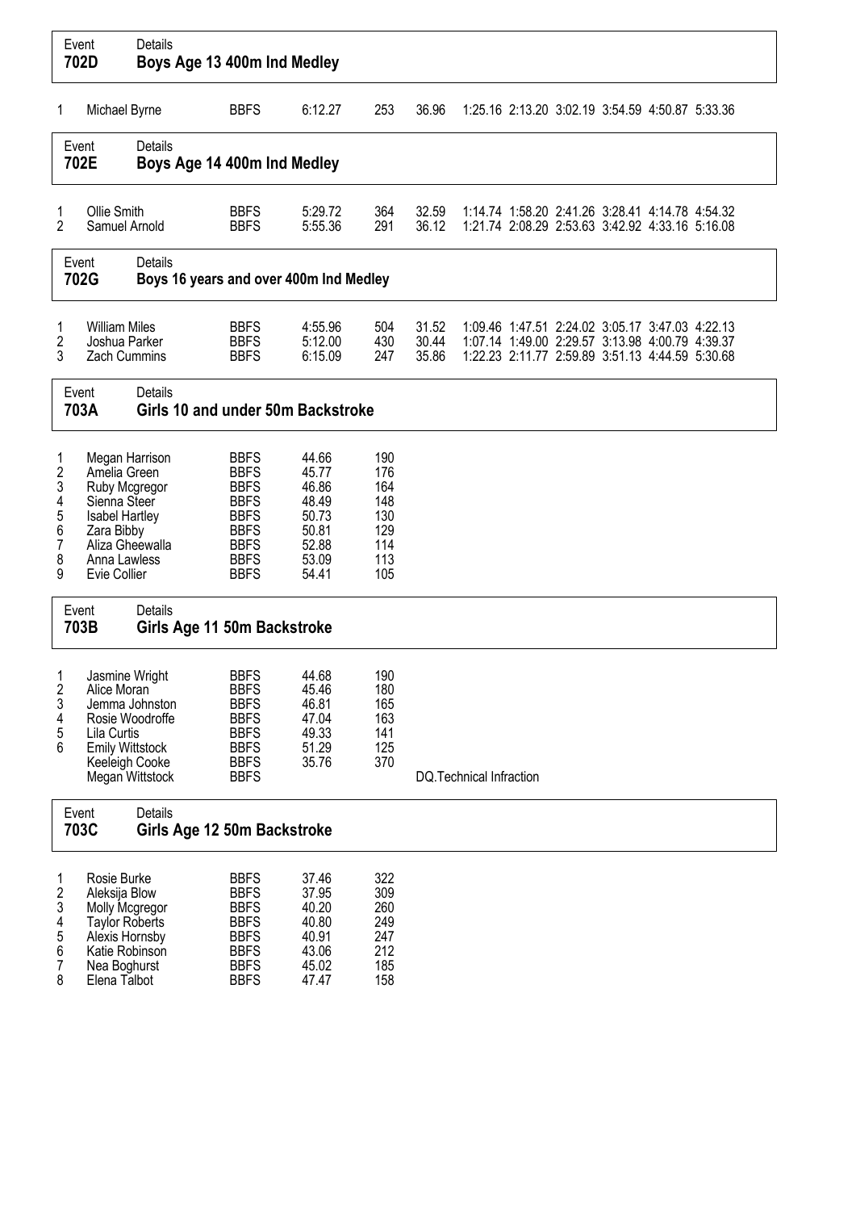## Event 702D — Boys Age 13 400m Ind Medley

| Place | Name | Club | Time | Points | Splits | | | | | | | |
|---|---|---|---|---|---|---|---|---|---|---|---|---|
| 1 | Michael Byrne | BBFS | 6:12.27 | 253 | 36.96 | 1:25.16 | 2:13.20 | 3:02.19 | 3:54.59 | 4:50.87 | 5:33.36 | |

## Event 702E — Boys Age 14 400m Ind Medley

| Place | Name | Club | Time | Points | Splits | | | | | | | |
|---|---|---|---|---|---|---|---|---|---|---|---|---|
| 1 | Ollie Smith | BBFS | 5:29.72 | 364 | 32.59 | 1:14.74 | 1:58.20 | 2:41.26 | 3:28.41 | 4:14.78 | 4:54.32 | |
| 2 | Samuel Arnold | BBFS | 5:55.36 | 291 | 36.12 | 1:21.74 | 2:08.29 | 2:53.63 | 3:42.92 | 4:33.16 | 5:16.08 | |

## Event 702G — Boys 16 years and over 400m Ind Medley

| Place | Name | Club | Time | Points | Splits | | | | | | | |
|---|---|---|---|---|---|---|---|---|---|---|---|---|
| 1 | William Miles | BBFS | 4:55.96 | 504 | 31.52 | 1:09.46 | 1:47.51 | 2:24.02 | 3:05.17 | 3:47.03 | 4:22.13 | |
| 2 | Joshua Parker | BBFS | 5:12.00 | 430 | 30.44 | 1:07.14 | 1:49.00 | 2:29.57 | 3:13.98 | 4:00.79 | 4:39.37 | |
| 3 | Zach Cummins | BBFS | 6:15.09 | 247 | 35.86 | 1:22.23 | 2:11.77 | 2:59.89 | 3:51.13 | 4:44.59 | 5:30.68 | |

## Event 703A — Girls 10 and under 50m Backstroke

| Place | Name | Club | Time | Points |
|---|---|---|---|---|
| 1 | Megan Harrison | BBFS | 44.66 | 190 |
| 2 | Amelia Green | BBFS | 45.77 | 176 |
| 3 | Ruby Mcgregor | BBFS | 46.86 | 164 |
| 4 | Sienna Steer | BBFS | 48.49 | 148 |
| 5 | Isabel Hartley | BBFS | 50.73 | 130 |
| 6 | Zara Bibby | BBFS | 50.81 | 129 |
| 7 | Aliza Gheewalla | BBFS | 52.88 | 114 |
| 8 | Anna Lawless | BBFS | 53.09 | 113 |
| 9 | Evie Collier | BBFS | 54.41 | 105 |

## Event 703B — Girls Age 11 50m Backstroke

| Place | Name | Club | Time | Points | Notes |
|---|---|---|---|---|---|
| 1 | Jasmine Wright | BBFS | 44.68 | 190 | |
| 2 | Alice Moran | BBFS | 45.46 | 180 | |
| 3 | Jemma Johnston | BBFS | 46.81 | 165 | |
| 4 | Rosie Woodroffe | BBFS | 47.04 | 163 | |
| 5 | Lila Curtis | BBFS | 49.33 | 141 | |
| 6 | Emily Wittstock | BBFS | 51.29 | 125 | |
| | Keeleigh Cooke | BBFS | 35.76 | 370 | |
| | Megan Wittstock | BBFS | | | DQ.Technical Infraction |

## Event 703C — Girls Age 12 50m Backstroke

| Place | Name | Club | Time | Points |
|---|---|---|---|---|
| 1 | Rosie Burke | BBFS | 37.46 | 322 |
| 2 | Aleksija Blow | BBFS | 37.95 | 309 |
| 3 | Molly Mcgregor | BBFS | 40.20 | 260 |
| 4 | Taylor Roberts | BBFS | 40.80 | 249 |
| 5 | Alexis Hornsby | BBFS | 40.91 | 247 |
| 6 | Katie Robinson | BBFS | 43.06 | 212 |
| 7 | Nea Boghurst | BBFS | 45.02 | 185 |
| 8 | Elena Talbot | BBFS | 47.47 | 158 |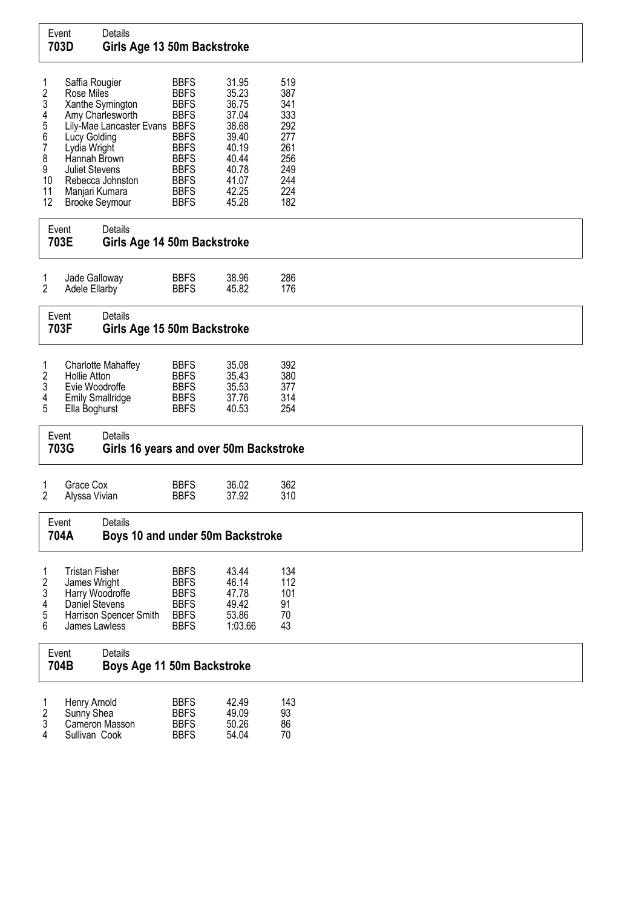| Event | Details |
|---|---|
| **703D** | **Girls Age 13 50m Backstroke** |

| | | | | |
|---|---|---|---|---|
| 1 | Saffia Rougier | BBFS | 31.95 | 519 |
| 2 | Rose Miles | BBFS | 35.23 | 387 |
| 3 | Xanthe Symington | BBFS | 36.75 | 341 |
| 4 | Amy Charlesworth | BBFS | 37.04 | 333 |
| 5 | Lily-Mae Lancaster Evans | BBFS | 38.68 | 292 |
| 6 | Lucy Golding | BBFS | 39.40 | 277 |
| 7 | Lydia Wright | BBFS | 40.19 | 261 |
| 8 | Hannah Brown | BBFS | 40.44 | 256 |
| 9 | Juliet Stevens | BBFS | 40.78 | 249 |
| 10 | Rebecca Johnston | BBFS | 41.07 | 244 |
| 11 | Manjari Kumara | BBFS | 42.25 | 224 |
| 12 | Brooke Seymour | BBFS | 45.28 | 182 |

| Event | Details |
|---|---|
| **703E** | **Girls Age 14 50m Backstroke** |

| | | | | |
|---|---|---|---|---|
| 1 | Jade Galloway | BBFS | 38.96 | 286 |
| 2 | Adele Ellarby | BBFS | 45.82 | 176 |

| Event | Details |
|---|---|
| **703F** | **Girls Age 15 50m Backstroke** |

| | | | | |
|---|---|---|---|---|
| 1 | Charlotte Mahaffey | BBFS | 35.08 | 392 |
| 2 | Hollie Atton | BBFS | 35.43 | 380 |
| 3 | Evie Woodroffe | BBFS | 35.53 | 377 |
| 4 | Emily Smallridge | BBFS | 37.76 | 314 |
| 5 | Ella Boghurst | BBFS | 40.53 | 254 |

| Event | Details |
|---|---|
| **703G** | **Girls 16 years and over 50m Backstroke** |

| | | | | |
|---|---|---|---|---|
| 1 | Grace Cox | BBFS | 36.02 | 362 |
| 2 | Alyssa Vivian | BBFS | 37.92 | 310 |

| Event | Details |
|---|---|
| **704A** | **Boys 10 and under 50m Backstroke** |

| | | | | |
|---|---|---|---|---|
| 1 | Tristan Fisher | BBFS | 43.44 | 134 |
| 2 | James Wright | BBFS | 46.14 | 112 |
| 3 | Harry Woodroffe | BBFS | 47.78 | 101 |
| 4 | Daniel Stevens | BBFS | 49.42 | 91 |
| 5 | Harrison Spencer Smith | BBFS | 53.86 | 70 |
| 6 | James Lawless | BBFS | 1:03.66 | 43 |

| Event | Details |
|---|---|
| **704B** | **Boys Age 11 50m Backstroke** |

| | | | | |
|---|---|---|---|---|
| 1 | Henry Arnold | BBFS | 42.49 | 143 |
| 2 | Sunny Shea | BBFS | 49.09 | 93 |
| 3 | Cameron Masson | BBFS | 50.26 | 86 |
| 4 | Sullivan Cook | BBFS | 54.04 | 70 |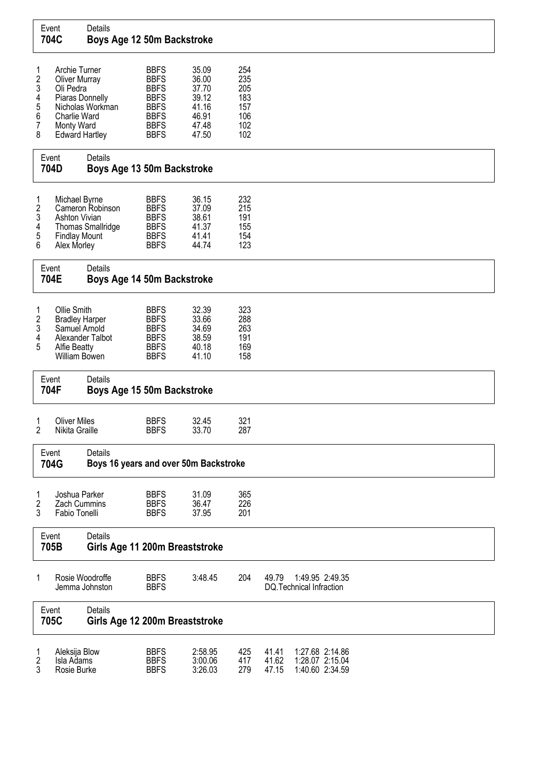**Event 704C** — Boys Age 12 50m Backstroke

| | | | | |
|---|---|---|---|---|
| 1 | Archie Turner | BBFS | 35.09 | 254 |
| 2 | Oliver Murray | BBFS | 36.00 | 235 |
| 3 | Oli Pedra | BBFS | 37.70 | 205 |
| 4 | Piaras Donnelly | BBFS | 39.12 | 183 |
| 5 | Nicholas Workman | BBFS | 41.16 | 157 |
| 6 | Charlie Ward | BBFS | 46.91 | 106 |
| 7 | Monty Ward | BBFS | 47.48 | 102 |
| 8 | Edward Hartley | BBFS | 47.50 | 102 |

**Event 704D** — Boys Age 13 50m Backstroke

| | | | | |
|---|---|---|---|---|
| 1 | Michael Byrne | BBFS | 36.15 | 232 |
| 2 | Cameron Robinson | BBFS | 37.09 | 215 |
| 3 | Ashton Vivian | BBFS | 38.61 | 191 |
| 4 | Thomas Smallridge | BBFS | 41.37 | 155 |
| 5 | Findlay Mount | BBFS | 41.41 | 154 |
| 6 | Alex Morley | BBFS | 44.74 | 123 |

**Event 704E** — Boys Age 14 50m Backstroke

| | | | | |
|---|---|---|---|---|
| 1 | Ollie Smith | BBFS | 32.39 | 323 |
| 2 | Bradley Harper | BBFS | 33.66 | 288 |
| 3 | Samuel Arnold | BBFS | 34.69 | 263 |
| 4 | Alexander Talbot | BBFS | 38.59 | 191 |
| 5 | Alfie Beatty | BBFS | 40.18 | 169 |
| | William Bowen | BBFS | 41.10 | 158 |

**Event 704F** — Boys Age 15 50m Backstroke

| | | | | |
|---|---|---|---|---|
| 1 | Oliver Miles | BBFS | 32.45 | 321 |
| 2 | Nikita Graille | BBFS | 33.70 | 287 |

**Event 704G** — Boys 16 years and over 50m Backstroke

| | | | | |
|---|---|---|---|---|
| 1 | Joshua Parker | BBFS | 31.09 | 365 |
| 2 | Zach Cummins | BBFS | 36.47 | 226 |
| 3 | Fabio Tonelli | BBFS | 37.95 | 201 |

**Event 705B** — Girls Age 11 200m Breaststroke

| | | | | | | |
|---|---|---|---|---|---|---|
| 1 | Rosie Woodroffe | BBFS | 3:48.45 | 204 | 49.79 | 1:49.95 2:49.35 |
| | Jemma Johnston | BBFS | | | DQ.Technical Infraction | |

**Event 705C** — Girls Age 12 200m Breaststroke

| | | | | | | |
|---|---|---|---|---|---|---|
| 1 | Aleksija Blow | BBFS | 2:58.95 | 425 | 41.41 | 1:27.68 2:14.86 |
| 2 | Isla Adams | BBFS | 3:00.06 | 417 | 41.62 | 1:28.07 2:15.04 |
| 3 | Rosie Burke | BBFS | 3:26.03 | 279 | 47.15 | 1:40.60 2:34.59 |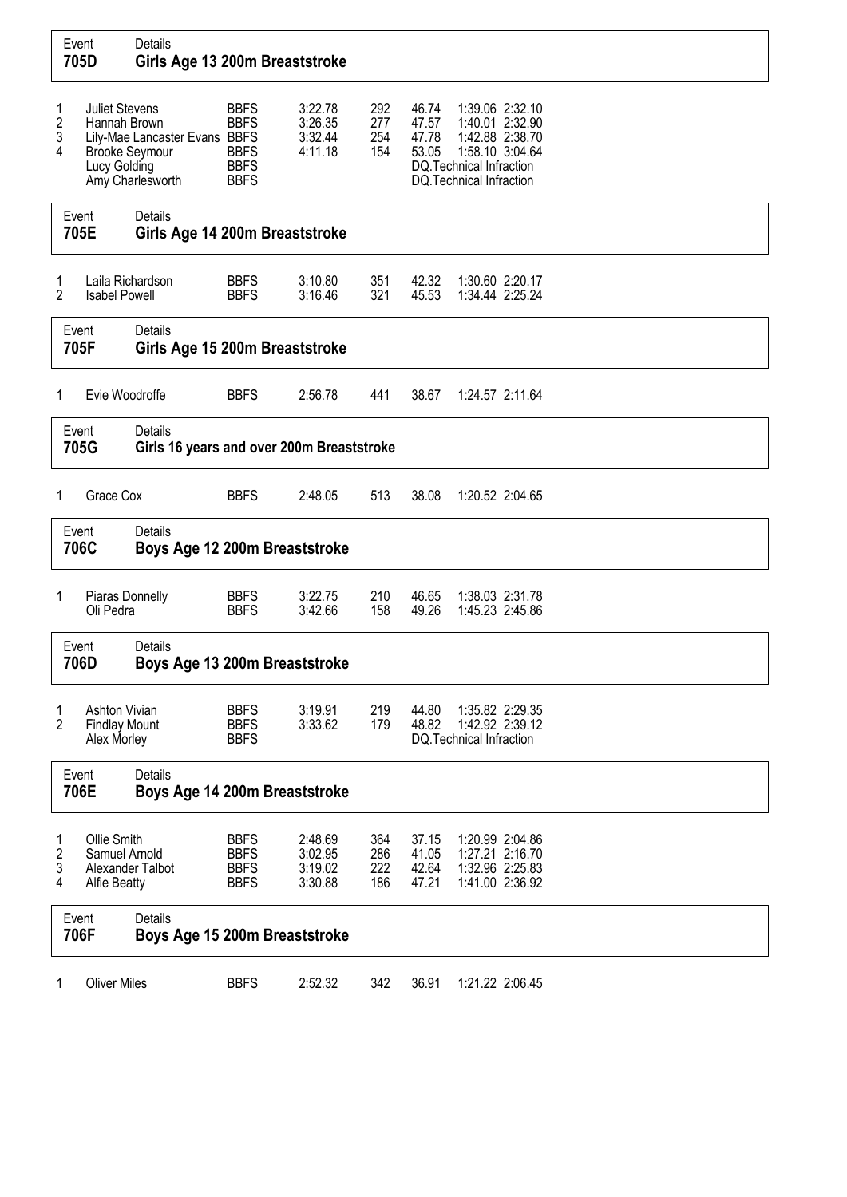## Event 705D — Girls Age 13 200m Breaststroke

| Place | Name | Club | Time | Points | 50m | 100m | 150m |
|---|---|---|---|---|---|---|---|
| 1 | Juliet Stevens | BBFS | 3:22.78 | 292 | 46.74 | 1:39.06 | 2:32.10 |
| 2 | Hannah Brown | BBFS | 3:26.35 | 277 | 47.57 | 1:40.01 | 2:32.90 |
| 3 | Lily-Mae Lancaster Evans | BBFS | 3:32.44 | 254 | 47.78 | 1:42.88 | 2:38.70 |
| 4 | Brooke Seymour | BBFS | 4:11.18 | 154 | 53.05 | 1:58.10 | 3:04.64 |
| | Lucy Golding | BBFS | | | DQ.Technical Infraction | | |
| | Amy Charlesworth | BBFS | | | DQ.Technical Infraction | | |

## Event 705E — Girls Age 14 200m Breaststroke

| Place | Name | Club | Time | Points | 50m | 100m | 150m |
|---|---|---|---|---|---|---|---|
| 1 | Laila Richardson | BBFS | 3:10.80 | 351 | 42.32 | 1:30.60 | 2:20.17 |
| 2 | Isabel Powell | BBFS | 3:16.46 | 321 | 45.53 | 1:34.44 | 2:25.24 |

## Event 705F — Girls Age 15 200m Breaststroke

| Place | Name | Club | Time | Points | 50m | 100m | 150m |
|---|---|---|---|---|---|---|---|
| 1 | Evie Woodroffe | BBFS | 2:56.78 | 441 | 38.67 | 1:24.57 | 2:11.64 |

## Event 705G — Girls 16 years and over 200m Breaststroke

| Place | Name | Club | Time | Points | 50m | 100m | 150m |
|---|---|---|---|---|---|---|---|
| 1 | Grace Cox | BBFS | 2:48.05 | 513 | 38.08 | 1:20.52 | 2:04.65 |

## Event 706C — Boys Age 12 200m Breaststroke

| Place | Name | Club | Time | Points | 50m | 100m | 150m |
|---|---|---|---|---|---|---|---|
| 1 | Piaras Donnelly | BBFS | 3:22.75 | 210 | 46.65 | 1:38.03 | 2:31.78 |
| | Oli Pedra | BBFS | 3:42.66 | 158 | 49.26 | 1:45.23 | 2:45.86 |

## Event 706D — Boys Age 13 200m Breaststroke

| Place | Name | Club | Time | Points | 50m | 100m | 150m |
|---|---|---|---|---|---|---|---|
| 1 | Ashton Vivian | BBFS | 3:19.91 | 219 | 44.80 | 1:35.82 | 2:29.35 |
| 2 | Findlay Mount | BBFS | 3:33.62 | 179 | 48.82 | 1:42.92 | 2:39.12 |
| | Alex Morley | BBFS | | | DQ.Technical Infraction | | |

## Event 706E — Boys Age 14 200m Breaststroke

| Place | Name | Club | Time | Points | 50m | 100m | 150m |
|---|---|---|---|---|---|---|---|
| 1 | Ollie Smith | BBFS | 2:48.69 | 364 | 37.15 | 1:20.99 | 2:04.86 |
| 2 | Samuel Arnold | BBFS | 3:02.95 | 286 | 41.05 | 1:27.21 | 2:16.70 |
| 3 | Alexander Talbot | BBFS | 3:19.02 | 222 | 42.64 | 1:32.96 | 2:25.83 |
| 4 | Alfie Beatty | BBFS | 3:30.88 | 186 | 47.21 | 1:41.00 | 2:36.92 |

## Event 706F — Boys Age 15 200m Breaststroke

| Place | Name | Club | Time | Points | 50m | 100m | 150m |
|---|---|---|---|---|---|---|---|
| 1 | Oliver Miles | BBFS | 2:52.32 | 342 | 36.91 | 1:21.22 | 2:06.45 |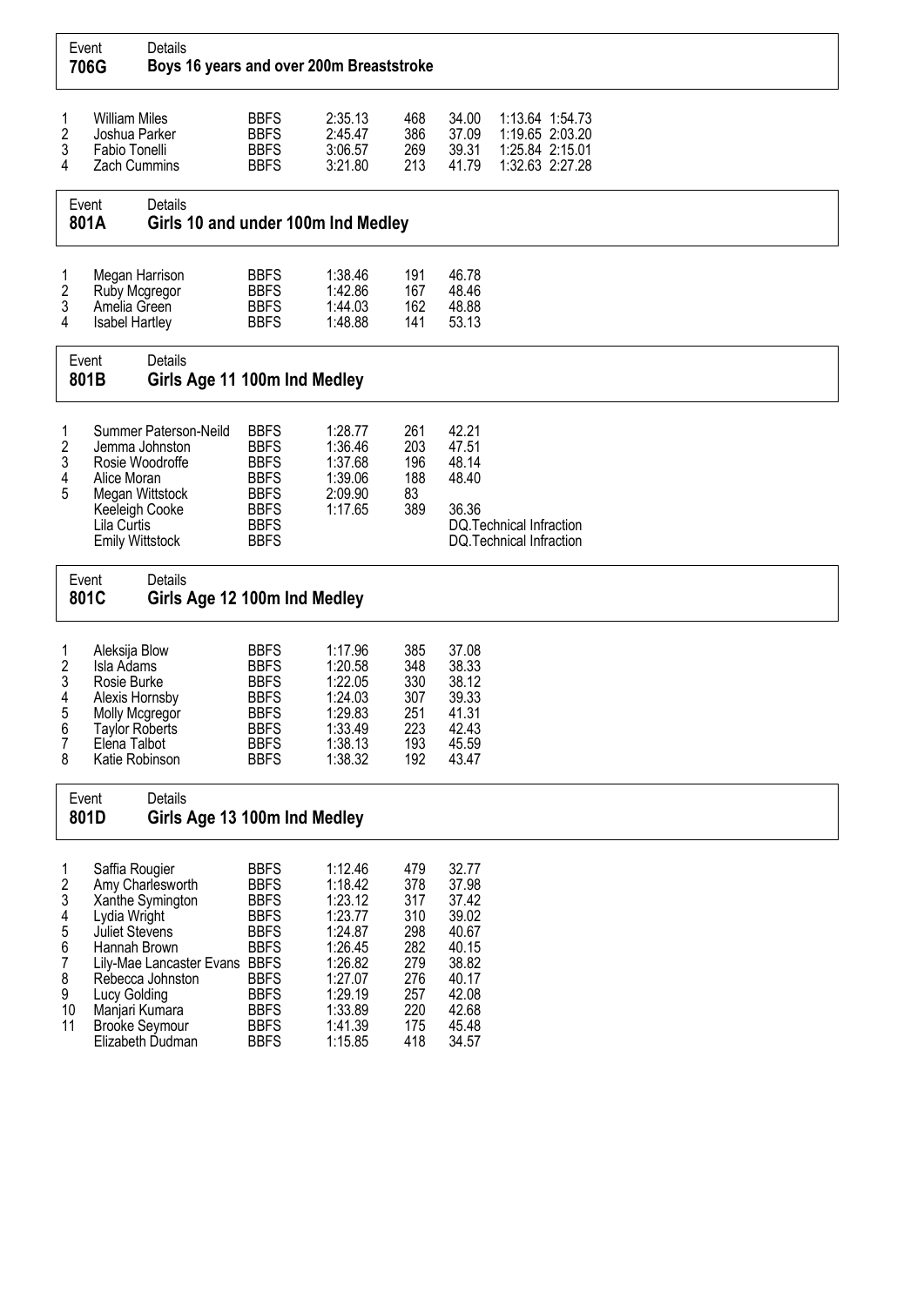## Event 706G — Boys 16 years and over 200m Breastroke

| Place | Name | Club | Time | Points | Splits | | |
|---|---|---|---|---|---|---|---|
| 1 | William Miles | BBFS | 2:35.13 | 468 | 34.00 | 1:13.64 | 1:54.73 |
| 2 | Joshua Parker | BBFS | 2:45.47 | 386 | 37.09 | 1:19.65 | 2:03.20 |
| 3 | Fabio Tonelli | BBFS | 3:06.57 | 269 | 39.31 | 1:25.84 | 2:15.01 |
| 4 | Zach Cummins | BBFS | 3:21.80 | 213 | 41.79 | 1:32.63 | 2:27.28 |

## Event 801A — Girls 10 and under 100m Ind Medley

| Place | Name | Club | Time | Points | Split |
|---|---|---|---|---|---|
| 1 | Megan Harrison | BBFS | 1:38.46 | 191 | 46.78 |
| 2 | Ruby Mcgregor | BBFS | 1:42.86 | 167 | 48.46 |
| 3 | Amelia Green | BBFS | 1:44.03 | 162 | 48.88 |
| 4 | Isabel Hartley | BBFS | 1:48.88 | 141 | 53.13 |

## Event 801B — Girls Age 11 100m Ind Medley

| Place | Name | Club | Time | Points | Split |
|---|---|---|---|---|---|
| 1 | Summer Paterson-Neild | BBFS | 1:28.77 | 261 | 42.21 |
| 2 | Jemma Johnston | BBFS | 1:36.46 | 203 | 47.51 |
| 3 | Rosie Woodroffe | BBFS | 1:37.68 | 196 | 48.14 |
| 4 | Alice Moran | BBFS | 1:39.06 | 188 | 48.40 |
| 5 | Megan Wittstock | BBFS | 2:09.90 | 83 | |
| | Keeleigh Cooke | BBFS | 1:17.65 | 389 | 36.36 |
| | Lila Curtis | BBFS | | | DQ.Technical Infraction |
| | Emily Wittstock | BBFS | | | DQ.Technical Infraction |

## Event 801C — Girls Age 12 100m Ind Medley

| Place | Name | Club | Time | Points | Split |
|---|---|---|---|---|---|
| 1 | Aleksija Blow | BBFS | 1:17.96 | 385 | 37.08 |
| 2 | Isla Adams | BBFS | 1:20.58 | 348 | 38.33 |
| 3 | Rosie Burke | BBFS | 1:22.05 | 330 | 38.12 |
| 4 | Alexis Hornsby | BBFS | 1:24.03 | 307 | 39.33 |
| 5 | Molly Mcgregor | BBFS | 1:29.83 | 251 | 41.31 |
| 6 | Taylor Roberts | BBFS | 1:33.49 | 223 | 42.43 |
| 7 | Elena Talbot | BBFS | 1:38.13 | 193 | 45.59 |
| 8 | Katie Robinson | BBFS | 1:38.32 | 192 | 43.47 |

## Event 801D — Girls Age 13 100m Ind Medley

| Place | Name | Club | Time | Points | Split |
|---|---|---|---|---|---|
| 1 | Saffia Rougier | BBFS | 1:12.46 | 479 | 32.77 |
| 2 | Amy Charlesworth | BBFS | 1:18.42 | 378 | 37.98 |
| 3 | Xanthe Symington | BBFS | 1:23.12 | 317 | 37.42 |
| 4 | Lydia Wright | BBFS | 1:23.77 | 310 | 39.02 |
| 5 | Juliet Stevens | BBFS | 1:24.87 | 298 | 40.67 |
| 6 | Hannah Brown | BBFS | 1:26.45 | 282 | 40.15 |
| 7 | Lily-Mae Lancaster Evans | BBFS | 1:26.82 | 279 | 38.82 |
| 8 | Rebecca Johnston | BBFS | 1:27.07 | 276 | 40.17 |
| 9 | Lucy Golding | BBFS | 1:29.19 | 257 | 42.08 |
| 10 | Manjari Kumara | BBFS | 1:33.89 | 220 | 42.68 |
| 11 | Brooke Seymour | BBFS | 1:41.39 | 175 | 45.48 |
| | Elizabeth Dudman | BBFS | 1:15.85 | 418 | 34.57 |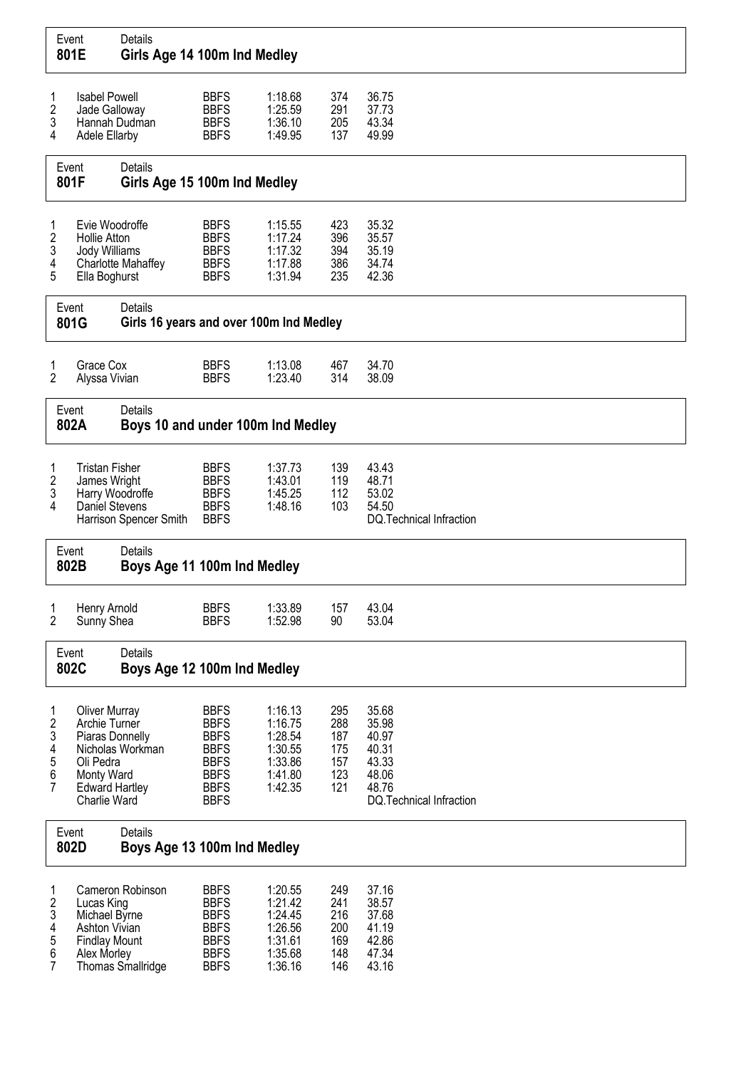## Event 801E — Girls Age 14 100m Ind Medley

| Place | Name | Club | Time | Points | Split |
|---|---|---|---|---|---|
| 1 | Isabel Powell | BBFS | 1:18.68 | 374 | 36.75 |
| 2 | Jade Galloway | BBFS | 1:25.59 | 291 | 37.73 |
| 3 | Hannah Dudman | BBFS | 1:36.10 | 205 | 43.34 |
| 4 | Adele Ellarby | BBFS | 1:49.95 | 137 | 49.99 |

## Event 801F — Girls Age 15 100m Ind Medley

| Place | Name | Club | Time | Points | Split |
|---|---|---|---|---|---|
| 1 | Evie Woodroffe | BBFS | 1:15.55 | 423 | 35.32 |
| 2 | Hollie Atton | BBFS | 1:17.24 | 396 | 35.57 |
| 3 | Jody Williams | BBFS | 1:17.32 | 394 | 35.19 |
| 4 | Charlotte Mahaffey | BBFS | 1:17.88 | 386 | 34.74 |
| 5 | Ella Boghurst | BBFS | 1:31.94 | 235 | 42.36 |

## Event 801G — Girls 16 years and over 100m Ind Medley

| Place | Name | Club | Time | Points | Split |
|---|---|---|---|---|---|
| 1 | Grace Cox | BBFS | 1:13.08 | 467 | 34.70 |
| 2 | Alyssa Vivian | BBFS | 1:23.40 | 314 | 38.09 |

## Event 802A — Boys 10 and under 100m Ind Medley

| Place | Name | Club | Time | Points | Split |
|---|---|---|---|---|---|
| 1 | Tristan Fisher | BBFS | 1:37.73 | 139 | 43.43 |
| 2 | James Wright | BBFS | 1:43.01 | 119 | 48.71 |
| 3 | Harry Woodroffe | BBFS | 1:45.25 | 112 | 53.02 |
| 4 | Daniel Stevens | BBFS | 1:48.16 | 103 | 54.50 |
| | Harrison Spencer Smith | BBFS | | | DQ.Technical Infraction |

## Event 802B — Boys Age 11 100m Ind Medley

| Place | Name | Club | Time | Points | Split |
|---|---|---|---|---|---|
| 1 | Henry Arnold | BBFS | 1:33.89 | 157 | 43.04 |
| 2 | Sunny Shea | BBFS | 1:52.98 | 90 | 53.04 |

## Event 802C — Boys Age 12 100m Ind Medley

| Place | Name | Club | Time | Points | Split |
|---|---|---|---|---|---|
| 1 | Oliver Murray | BBFS | 1:16.13 | 295 | 35.68 |
| 2 | Archie Turner | BBFS | 1:16.75 | 288 | 35.98 |
| 3 | Piaras Donnelly | BBFS | 1:28.54 | 187 | 40.97 |
| 4 | Nicholas Workman | BBFS | 1:30.55 | 175 | 40.31 |
| 5 | Oli Pedra | BBFS | 1:33.86 | 157 | 43.33 |
| 6 | Monty Ward | BBFS | 1:41.80 | 123 | 48.06 |
| 7 | Edward Hartley | BBFS | 1:42.35 | 121 | 48.76 |
| | Charlie Ward | BBFS | | | DQ.Technical Infraction |

## Event 802D — Boys Age 13 100m Ind Medley

| Place | Name | Club | Time | Points | Split |
|---|---|---|---|---|---|
| 1 | Cameron Robinson | BBFS | 1:20.55 | 249 | 37.16 |
| 2 | Lucas King | BBFS | 1:21.42 | 241 | 38.57 |
| 3 | Michael Byrne | BBFS | 1:24.45 | 216 | 37.68 |
| 4 | Ashton Vivian | BBFS | 1:26.56 | 200 | 41.19 |
| 5 | Findlay Mount | BBFS | 1:31.61 | 169 | 42.86 |
| 6 | Alex Morley | BBFS | 1:35.68 | 148 | 47.34 |
| 7 | Thomas Smallridge | BBFS | 1:36.16 | 146 | 43.16 |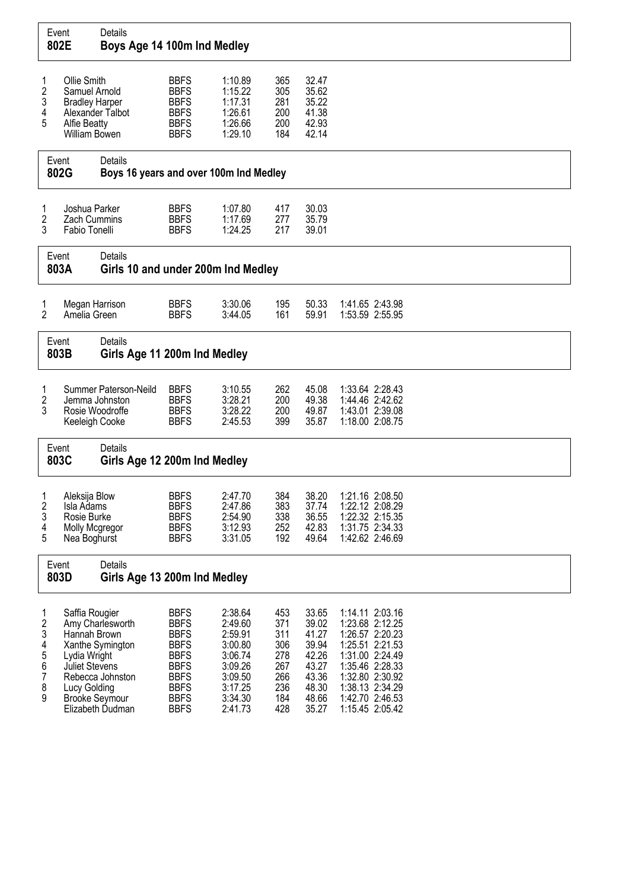## Event 802E Boys Age 14 100m Ind Medley

| Place | Name | Club | Time | Points | Split |
|---|---|---|---|---|---|
| 1 | Ollie Smith | BBFS | 1:10.89 | 365 | 32.47 |
| 2 | Samuel Arnold | BBFS | 1:15.22 | 305 | 35.62 |
| 3 | Bradley Harper | BBFS | 1:17.31 | 281 | 35.22 |
| 4 | Alexander Talbot | BBFS | 1:26.61 | 200 | 41.38 |
| 5 | Alfie Beatty | BBFS | 1:26.66 | 200 | 42.93 |
| | William Bowen | BBFS | 1:29.10 | 184 | 42.14 |

## Event 802G Boys 16 years and over 100m Ind Medley

| Place | Name | Club | Time | Points | Split |
|---|---|---|---|---|---|
| 1 | Joshua Parker | BBFS | 1:07.80 | 417 | 30.03 |
| 2 | Zach Cummins | BBFS | 1:17.69 | 277 | 35.79 |
| 3 | Fabio Tonelli | BBFS | 1:24.25 | 217 | 39.01 |

## Event 803A Girls 10 and under 200m Ind Medley

| Place | Name | Club | Time | Points | Split 50 | Split 100 | Split 150 |
|---|---|---|---|---|---|---|---|
| 1 | Megan Harrison | BBFS | 3:30.06 | 195 | 50.33 | 1:41.65 | 2:43.98 |
| 2 | Amelia Green | BBFS | 3:44.05 | 161 | 59.91 | 1:53.59 | 2:55.95 |

## Event 803B Girls Age 11 200m Ind Medley

| Place | Name | Club | Time | Points | Split 50 | Split 100 | Split 150 |
|---|---|---|---|---|---|---|---|
| 1 | Summer Paterson-Neild | BBFS | 3:10.55 | 262 | 45.08 | 1:33.64 | 2:28.43 |
| 2 | Jemma Johnston | BBFS | 3:28.21 | 200 | 49.38 | 1:44.46 | 2:42.62 |
| 3 | Rosie Woodroffe | BBFS | 3:28.22 | 200 | 49.87 | 1:43.01 | 2:39.08 |
| | Keeleigh Cooke | BBFS | 2:45.53 | 399 | 35.87 | 1:18.00 | 2:08.75 |

## Event 803C Girls Age 12 200m Ind Medley

| Place | Name | Club | Time | Points | Split 50 | Split 100 | Split 150 |
|---|---|---|---|---|---|---|---|
| 1 | Aleksija Blow | BBFS | 2:47.70 | 384 | 38.20 | 1:21.16 | 2:08.50 |
| 2 | Isla Adams | BBFS | 2:47.86 | 383 | 37.74 | 1:22.12 | 2:08.29 |
| 3 | Rosie Burke | BBFS | 2:54.90 | 338 | 36.55 | 1:22.32 | 2:15.35 |
| 4 | Molly Mcgregor | BBFS | 3:12.93 | 252 | 42.83 | 1:31.75 | 2:34.33 |
| 5 | Nea Boghurst | BBFS | 3:31.05 | 192 | 49.64 | 1:42.62 | 2:46.69 |

## Event 803D Girls Age 13 200m Ind Medley

| Place | Name | Club | Time | Points | Split 50 | Split 100 | Split 150 |
|---|---|---|---|---|---|---|---|
| 1 | Saffia Rougier | BBFS | 2:38.64 | 453 | 33.65 | 1:14.11 | 2:03.16 |
| 2 | Amy Charlesworth | BBFS | 2:49.60 | 371 | 39.02 | 1:23.68 | 2:12.25 |
| 3 | Hannah Brown | BBFS | 2:59.91 | 311 | 41.27 | 1:26.57 | 2:20.23 |
| 4 | Xanthe Symington | BBFS | 3:00.80 | 306 | 39.94 | 1:25.51 | 2:21.53 |
| 5 | Lydia Wright | BBFS | 3:06.74 | 278 | 42.26 | 1:31.00 | 2:24.49 |
| 6 | Juliet Stevens | BBFS | 3:09.26 | 267 | 43.27 | 1:35.46 | 2:28.33 |
| 7 | Rebecca Johnston | BBFS | 3:09.50 | 266 | 43.36 | 1:32.80 | 2:30.92 |
| 8 | Lucy Golding | BBFS | 3:17.25 | 236 | 48.30 | 1:38.13 | 2:34.29 |
| 9 | Brooke Seymour | BBFS | 3:34.30 | 184 | 48.66 | 1:42.70 | 2:46.53 |
| | Elizabeth Dudman | BBFS | 2:41.73 | 428 | 35.27 | 1:15.45 | 2:05.42 |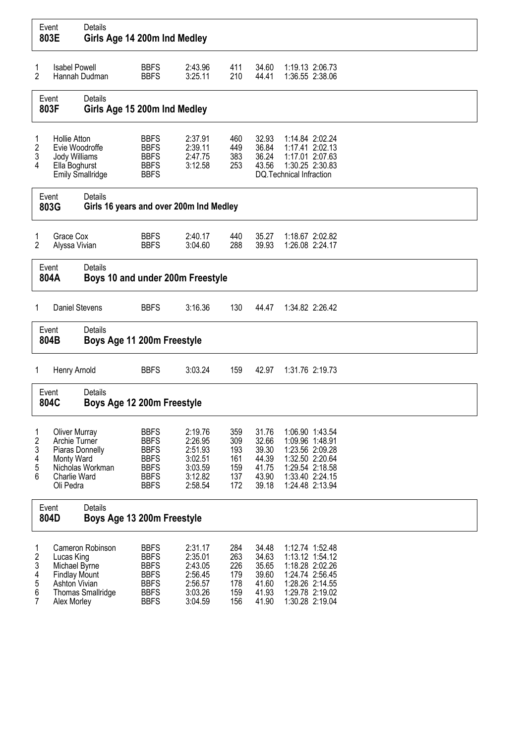## Event 803E — Girls Age 14 200m Ind Medley

| Place | Name | Club | Time | Points | 50m | 100m | 150m |
|---|---|---|---|---|---|---|---|
| 1 | Isabel Powell | BBFS | 2:43.96 | 411 | 34.60 | 1:19.13 | 2:06.73 |
| 2 | Hannah Dudman | BBFS | 3:25.11 | 210 | 44.41 | 1:36.55 | 2:38.06 |

## Event 803F — Girls Age 15 200m Ind Medley

| Place | Name | Club | Time | Points | 50m | 100m | 150m |
|---|---|---|---|---|---|---|---|
| 1 | Hollie Atton | BBFS | 2:37.91 | 460 | 32.93 | 1:14.84 | 2:02.24 |
| 2 | Evie Woodroffe | BBFS | 2:39.11 | 449 | 36.84 | 1:17.41 | 2:02.13 |
| 3 | Jody Williams | BBFS | 2:47.75 | 383 | 36.24 | 1:17.01 | 2:07.63 |
| 4 | Ella Boghurst | BBFS | 3:12.58 | 253 | 43.56 | 1:30.25 | 2:30.83 |
| | Emily Smallridge | BBFS | | | DQ.Technical Infraction | | |

## Event 803G — Girls 16 years and over 200m Ind Medley

| Place | Name | Club | Time | Points | 50m | 100m | 150m |
|---|---|---|---|---|---|---|---|
| 1 | Grace Cox | BBFS | 2:40.17 | 440 | 35.27 | 1:18.67 | 2:02.82 |
| 2 | Alyssa Vivian | BBFS | 3:04.60 | 288 | 39.93 | 1:26.08 | 2:24.17 |

## Event 804A — Boys 10 and under 200m Freestyle

| Place | Name | Club | Time | Points | 50m | 100m | 150m |
|---|---|---|---|---|---|---|---|
| 1 | Daniel Stevens | BBFS | 3:16.36 | 130 | 44.47 | 1:34.82 | 2:26.42 |

## Event 804B — Boys Age 11 200m Freestyle

| Place | Name | Club | Time | Points | 50m | 100m | 150m |
|---|---|---|---|---|---|---|---|
| 1 | Henry Arnold | BBFS | 3:03.24 | 159 | 42.97 | 1:31.76 | 2:19.73 |

## Event 804C — Boys Age 12 200m Freestyle

| Place | Name | Club | Time | Points | 50m | 100m | 150m |
|---|---|---|---|---|---|---|---|
| 1 | Oliver Murray | BBFS | 2:19.76 | 359 | 31.76 | 1:06.90 | 1:43.54 |
| 2 | Archie Turner | BBFS | 2:26.95 | 309 | 32.66 | 1:09.96 | 1:48.91 |
| 3 | Piaras Donnelly | BBFS | 2:51.93 | 193 | 39.30 | 1:23.56 | 2:09.28 |
| 4 | Monty Ward | BBFS | 3:02.51 | 161 | 44.39 | 1:32.50 | 2:20.64 |
| 5 | Nicholas Workman | BBFS | 3:03.59 | 159 | 41.75 | 1:29.54 | 2:18.58 |
| 6 | Charlie Ward | BBFS | 3:12.82 | 137 | 43.90 | 1:33.40 | 2:24.15 |
| | Oli Pedra | BBFS | 2:58.54 | 172 | 39.18 | 1:24.48 | 2:13.94 |

## Event 804D — Boys Age 13 200m Freestyle

| Place | Name | Club | Time | Points | 50m | 100m | 150m |
|---|---|---|---|---|---|---|---|
| 1 | Cameron Robinson | BBFS | 2:31.17 | 284 | 34.48 | 1:12.74 | 1:52.48 |
| 2 | Lucas King | BBFS | 2:35.01 | 263 | 34.63 | 1:13.12 | 1:54.12 |
| 3 | Michael Byrne | BBFS | 2:43.05 | 226 | 35.65 | 1:18.28 | 2:02.26 |
| 4 | Findlay Mount | BBFS | 2:56.45 | 179 | 39.60 | 1:24.74 | 2:56.45 |
| 5 | Ashton Vivian | BBFS | 2:56.57 | 178 | 41.60 | 1:28.26 | 2:14.55 |
| 6 | Thomas Smallridge | BBFS | 3:03.26 | 159 | 41.93 | 1:29.78 | 2:19.02 |
| 7 | Alex Morley | BBFS | 3:04.59 | 156 | 41.90 | 1:30.28 | 2:19.04 |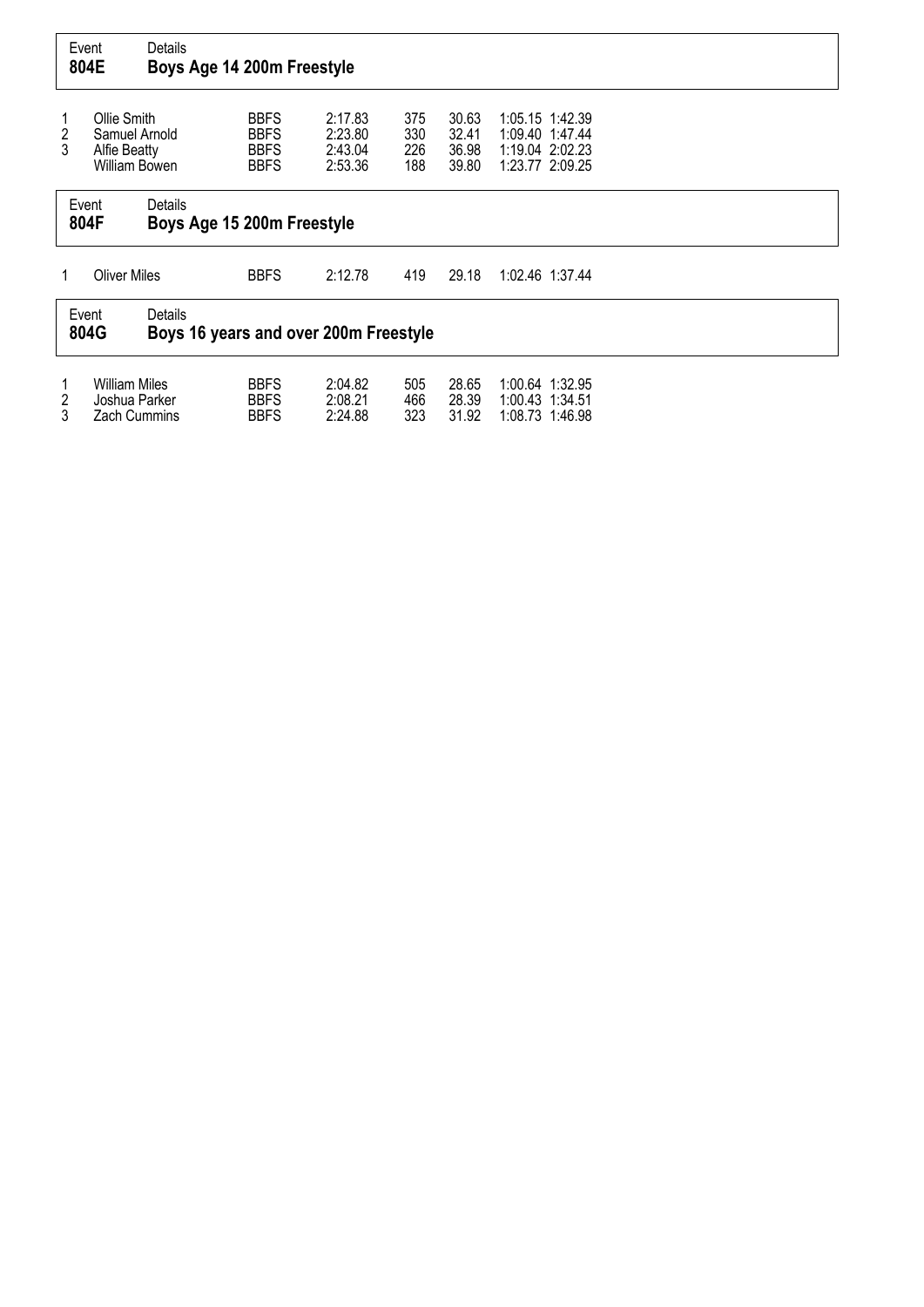| Event | Details |
|---|---|
| **804E** | **Boys Age 14 200m Freestyle** |

| | | | | | | | |
|---|---|---|---|---|---|---|---|
| 1 | Ollie Smith | BBFS | 2:17.83 | 375 | 30.63 | 1:05.15 | 1:42.39 |
| 2 | Samuel Arnold | BBFS | 2:23.80 | 330 | 32.41 | 1:09.40 | 1:47.44 |
| 3 | Alfie Beatty | BBFS | 2:43.04 | 226 | 36.98 | 1:19.04 | 2:02.23 |
| | William Bowen | BBFS | 2:53.36 | 188 | 39.80 | 1:23.77 | 2:09.25 |

| Event | Details |
|---|---|
| **804F** | **Boys Age 15 200m Freestyle** |

| | | | | | | | |
|---|---|---|---|---|---|---|---|
| 1 | Oliver Miles | BBFS | 2:12.78 | 419 | 29.18 | 1:02.46 | 1:37.44 |

| Event | Details |
|---|---|
| **804G** | **Boys 16 years and over 200m Freestyle** |

| | | | | | | | |
|---|---|---|---|---|---|---|---|
| 1 | William Miles | BBFS | 2:04.82 | 505 | 28.65 | 1:00.64 | 1:32.95 |
| 2 | Joshua Parker | BBFS | 2:08.21 | 466 | 28.39 | 1:00.43 | 1:34.51 |
| 3 | Zach Cummins | BBFS | 2:24.88 | 323 | 31.92 | 1:08.73 | 1:46.98 |